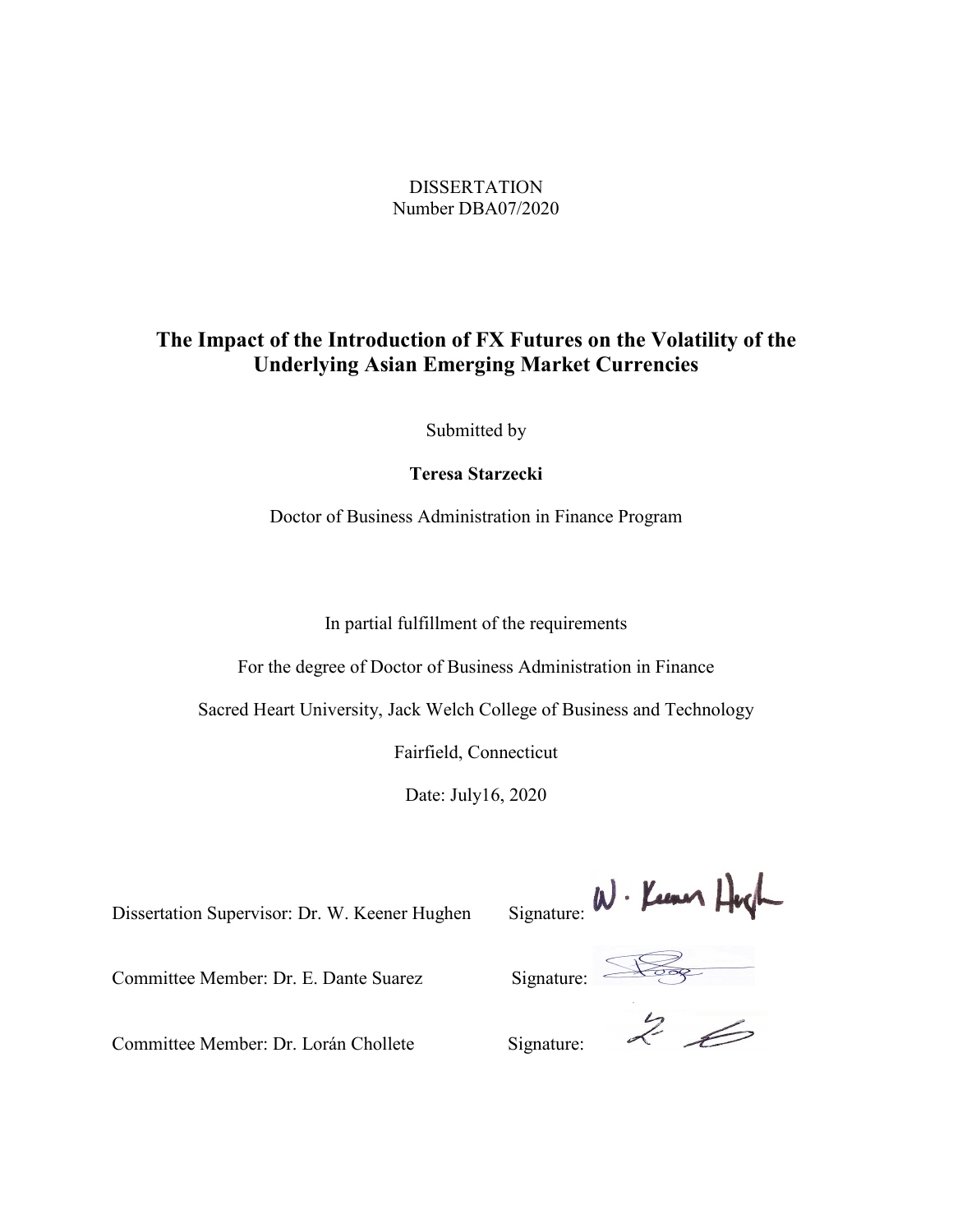DISSERTATION
Number DBA07/2020

# The Impact of the Introduction of FX Futures on the Volatility of the Underlying Asian Emerging Market Currencies

Submitted by

**Teresa Starzecki**

Doctor of Business Administration in Finance Program

In partial fulfillment of the requirements

For the degree of Doctor of Business Administration in Finance

Sacred Heart University, Jack Welch College of Business and Technology

Fairfield, Connecticut

Date: July16, 2020

Dissertation Supervisor: Dr. W. Keener Hughen Signature: W. Keener Hugh

Committee Member: Dr. E. Dante Suarez Signature:

Committee Member: Dr. Lorán Chollete Signature: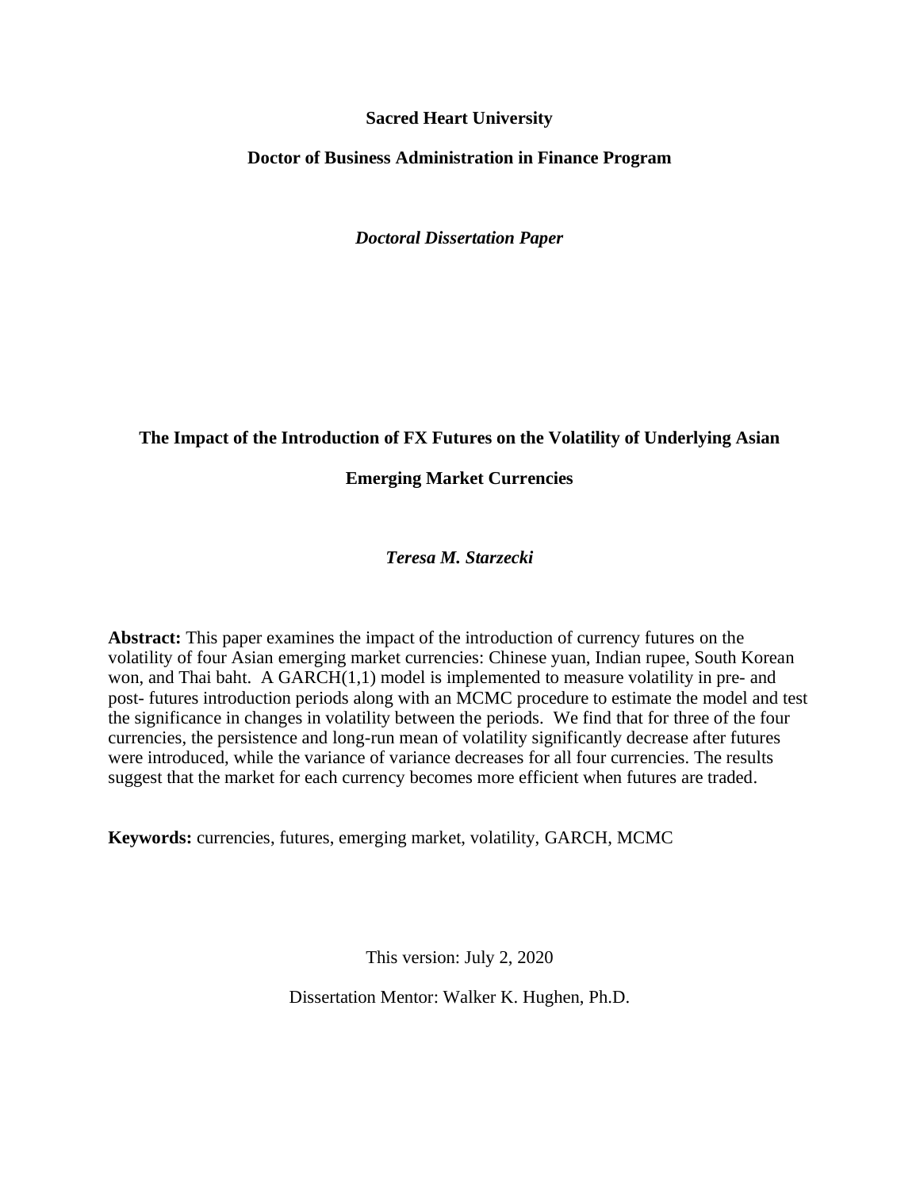**Sacred Heart University**

**Doctor of Business Administration in Finance Program**

***Doctoral Dissertation Paper***

# The Impact of the Introduction of FX Futures on the Volatility of Underlying Asian Emerging Market Currencies

***Teresa M. Starzecki***

**Abstract:** This paper examines the impact of the introduction of currency futures on the volatility of four Asian emerging market currencies: Chinese yuan, Indian rupee, South Korean won, and Thai baht. A GARCH(1,1) model is implemented to measure volatility in pre- and post- futures introduction periods along with an MCMC procedure to estimate the model and test the significance in changes in volatility between the periods. We find that for three of the four currencies, the persistence and long-run mean of volatility significantly decrease after futures were introduced, while the variance of variance decreases for all four currencies. The results suggest that the market for each currency becomes more efficient when futures are traded.

**Keywords:** currencies, futures, emerging market, volatility, GARCH, MCMC

This version: July 2, 2020

Dissertation Mentor: Walker K. Hughen, Ph.D.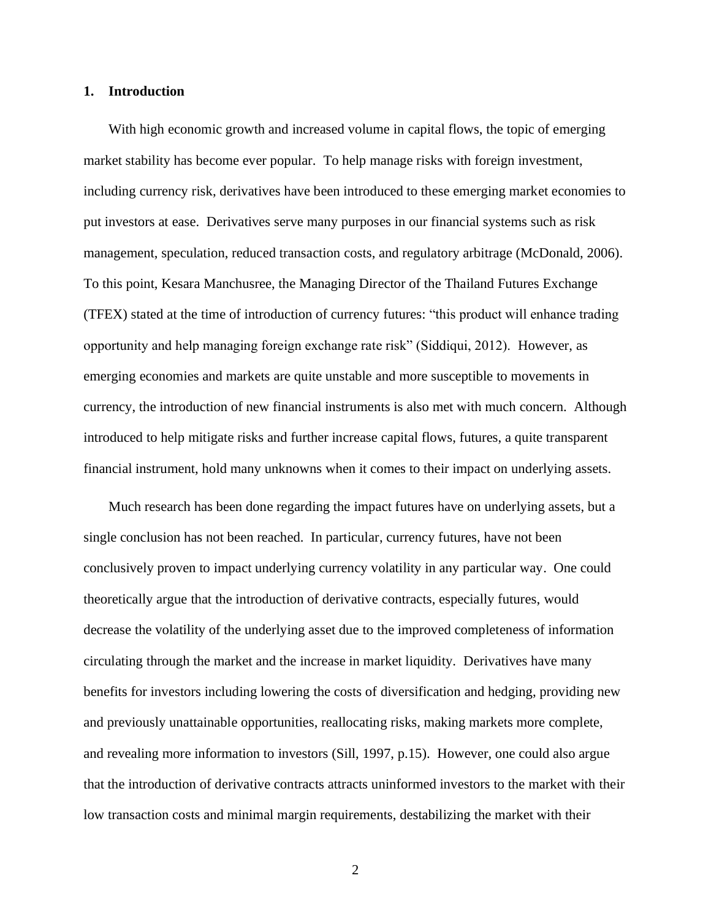## 1. Introduction

With high economic growth and increased volume in capital flows, the topic of emerging market stability has become ever popular. To help manage risks with foreign investment, including currency risk, derivatives have been introduced to these emerging market economies to put investors at ease. Derivatives serve many purposes in our financial systems such as risk management, speculation, reduced transaction costs, and regulatory arbitrage (McDonald, 2006). To this point, Kesara Manchusree, the Managing Director of the Thailand Futures Exchange (TFEX) stated at the time of introduction of currency futures: "this product will enhance trading opportunity and help managing foreign exchange rate risk" (Siddiqui, 2012). However, as emerging economies and markets are quite unstable and more susceptible to movements in currency, the introduction of new financial instruments is also met with much concern. Although introduced to help mitigate risks and further increase capital flows, futures, a quite transparent financial instrument, hold many unknowns when it comes to their impact on underlying assets.

Much research has been done regarding the impact futures have on underlying assets, but a single conclusion has not been reached. In particular, currency futures, have not been conclusively proven to impact underlying currency volatility in any particular way. One could theoretically argue that the introduction of derivative contracts, especially futures, would decrease the volatility of the underlying asset due to the improved completeness of information circulating through the market and the increase in market liquidity. Derivatives have many benefits for investors including lowering the costs of diversification and hedging, providing new and previously unattainable opportunities, reallocating risks, making markets more complete, and revealing more information to investors (Sill, 1997, p.15). However, one could also argue that the introduction of derivative contracts attracts uninformed investors to the market with their low transaction costs and minimal margin requirements, destabilizing the market with their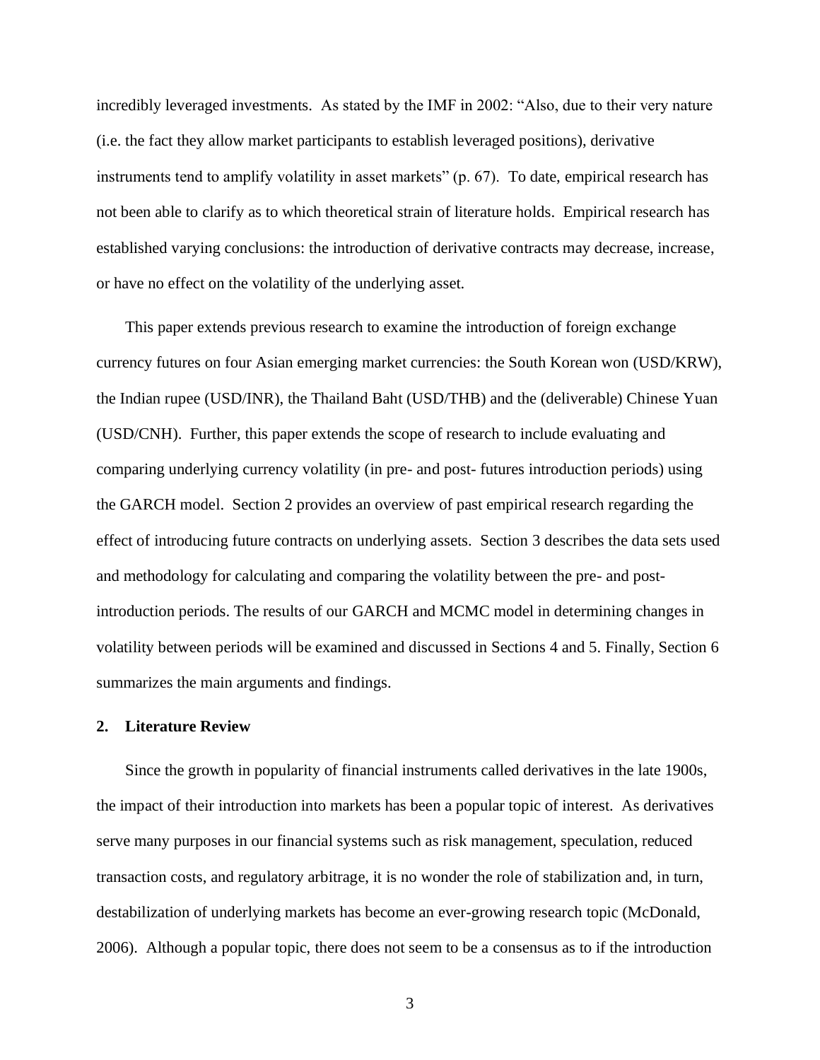incredibly leveraged investments. As stated by the IMF in 2002: "Also, due to their very nature (i.e. the fact they allow market participants to establish leveraged positions), derivative instruments tend to amplify volatility in asset markets" (p. 67). To date, empirical research has not been able to clarify as to which theoretical strain of literature holds. Empirical research has established varying conclusions: the introduction of derivative contracts may decrease, increase, or have no effect on the volatility of the underlying asset.

This paper extends previous research to examine the introduction of foreign exchange currency futures on four Asian emerging market currencies: the South Korean won (USD/KRW), the Indian rupee (USD/INR), the Thailand Baht (USD/THB) and the (deliverable) Chinese Yuan (USD/CNH). Further, this paper extends the scope of research to include evaluating and comparing underlying currency volatility (in pre- and post- futures introduction periods) using the GARCH model. Section 2 provides an overview of past empirical research regarding the effect of introducing future contracts on underlying assets. Section 3 describes the data sets used and methodology for calculating and comparing the volatility between the pre- and post- introduction periods. The results of our GARCH and MCMC model in determining changes in volatility between periods will be examined and discussed in Sections 4 and 5. Finally, Section 6 summarizes the main arguments and findings.

## 2. Literature Review

Since the growth in popularity of financial instruments called derivatives in the late 1900s, the impact of their introduction into markets has been a popular topic of interest. As derivatives serve many purposes in our financial systems such as risk management, speculation, reduced transaction costs, and regulatory arbitrage, it is no wonder the role of stabilization and, in turn, destabilization of underlying markets has become an ever-growing research topic (McDonald, 2006). Although a popular topic, there does not seem to be a consensus as to if the introduction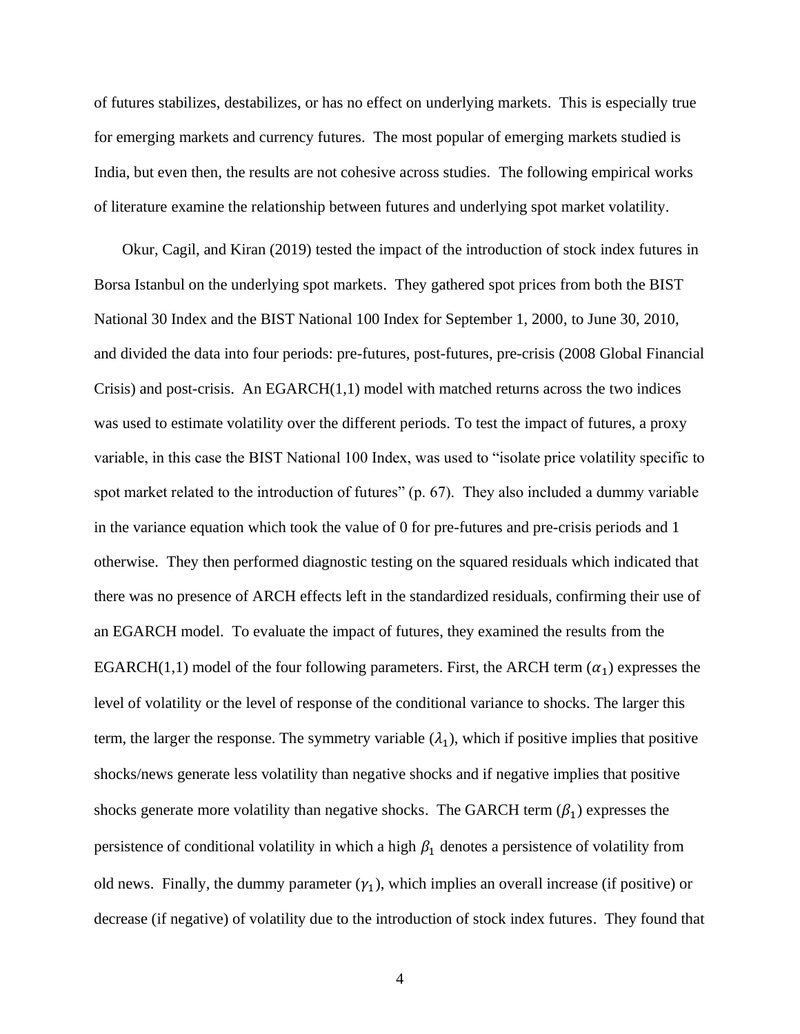of futures stabilizes, destabilizes, or has no effect on underlying markets. This is especially true for emerging markets and currency futures. The most popular of emerging markets studied is India, but even then, the results are not cohesive across studies. The following empirical works of literature examine the relationship between futures and underlying spot market volatility.

Okur, Cagil, and Kiran (2019) tested the impact of the introduction of stock index futures in Borsa Istanbul on the underlying spot markets. They gathered spot prices from both the BIST National 30 Index and the BIST National 100 Index for September 1, 2000, to June 30, 2010, and divided the data into four periods: pre-futures, post-futures, pre-crisis (2008 Global Financial Crisis) and post-crisis. An EGARCH(1,1) model with matched returns across the two indices was used to estimate volatility over the different periods. To test the impact of futures, a proxy variable, in this case the BIST National 100 Index, was used to "isolate price volatility specific to spot market related to the introduction of futures" (p. 67). They also included a dummy variable in the variance equation which took the value of 0 for pre-futures and pre-crisis periods and 1 otherwise. They then performed diagnostic testing on the squared residuals which indicated that there was no presence of ARCH effects left in the standardized residuals, confirming their use of an EGARCH model. To evaluate the impact of futures, they examined the results from the EGARCH(1,1) model of the four following parameters. First, the ARCH term ($\alpha_1$) expresses the level of volatility or the level of response of the conditional variance to shocks. The larger this term, the larger the response. The symmetry variable ($\lambda_1$), which if positive implies that positive shocks/news generate less volatility than negative shocks and if negative implies that positive shocks generate more volatility than negative shocks. The GARCH term ($\beta_1$) expresses the persistence of conditional volatility in which a high $\beta_1$ denotes a persistence of volatility from old news. Finally, the dummy parameter ($\gamma_1$), which implies an overall increase (if positive) or decrease (if negative) of volatility due to the introduction of stock index futures. They found that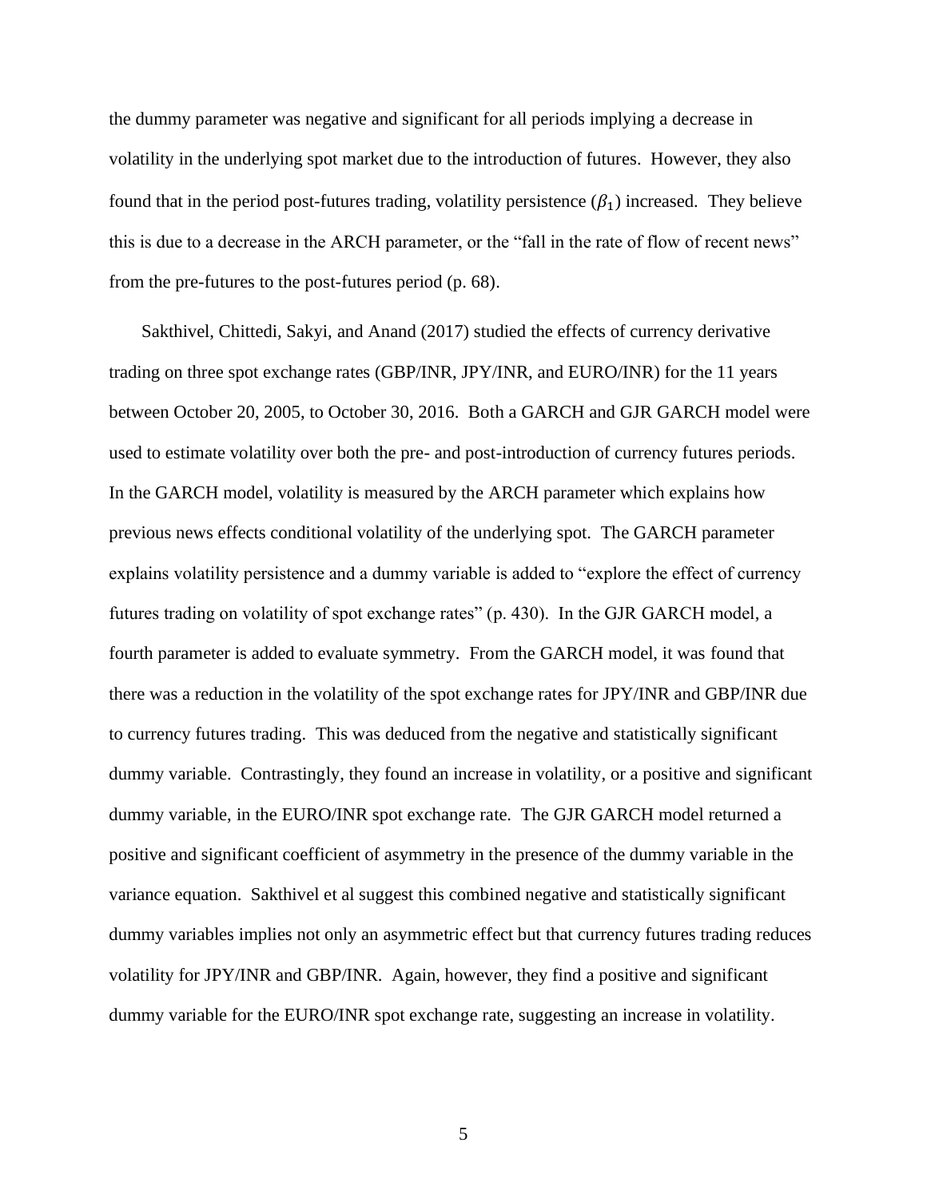the dummy parameter was negative and significant for all periods implying a decrease in volatility in the underlying spot market due to the introduction of futures. However, they also found that in the period post-futures trading, volatility persistence ($\beta_1$) increased. They believe this is due to a decrease in the ARCH parameter, or the "fall in the rate of flow of recent news" from the pre-futures to the post-futures period (p. 68).

Sakthivel, Chittedi, Sakyi, and Anand (2017) studied the effects of currency derivative trading on three spot exchange rates (GBP/INR, JPY/INR, and EURO/INR) for the 11 years between October 20, 2005, to October 30, 2016. Both a GARCH and GJR GARCH model were used to estimate volatility over both the pre- and post-introduction of currency futures periods. In the GARCH model, volatility is measured by the ARCH parameter which explains how previous news effects conditional volatility of the underlying spot. The GARCH parameter explains volatility persistence and a dummy variable is added to "explore the effect of currency futures trading on volatility of spot exchange rates" (p. 430). In the GJR GARCH model, a fourth parameter is added to evaluate symmetry. From the GARCH model, it was found that there was a reduction in the volatility of the spot exchange rates for JPY/INR and GBP/INR due to currency futures trading. This was deduced from the negative and statistically significant dummy variable. Contrastingly, they found an increase in volatility, or a positive and significant dummy variable, in the EURO/INR spot exchange rate. The GJR GARCH model returned a positive and significant coefficient of asymmetry in the presence of the dummy variable in the variance equation. Sakthivel et al suggest this combined negative and statistically significant dummy variables implies not only an asymmetric effect but that currency futures trading reduces volatility for JPY/INR and GBP/INR. Again, however, they find a positive and significant dummy variable for the EURO/INR spot exchange rate, suggesting an increase in volatility.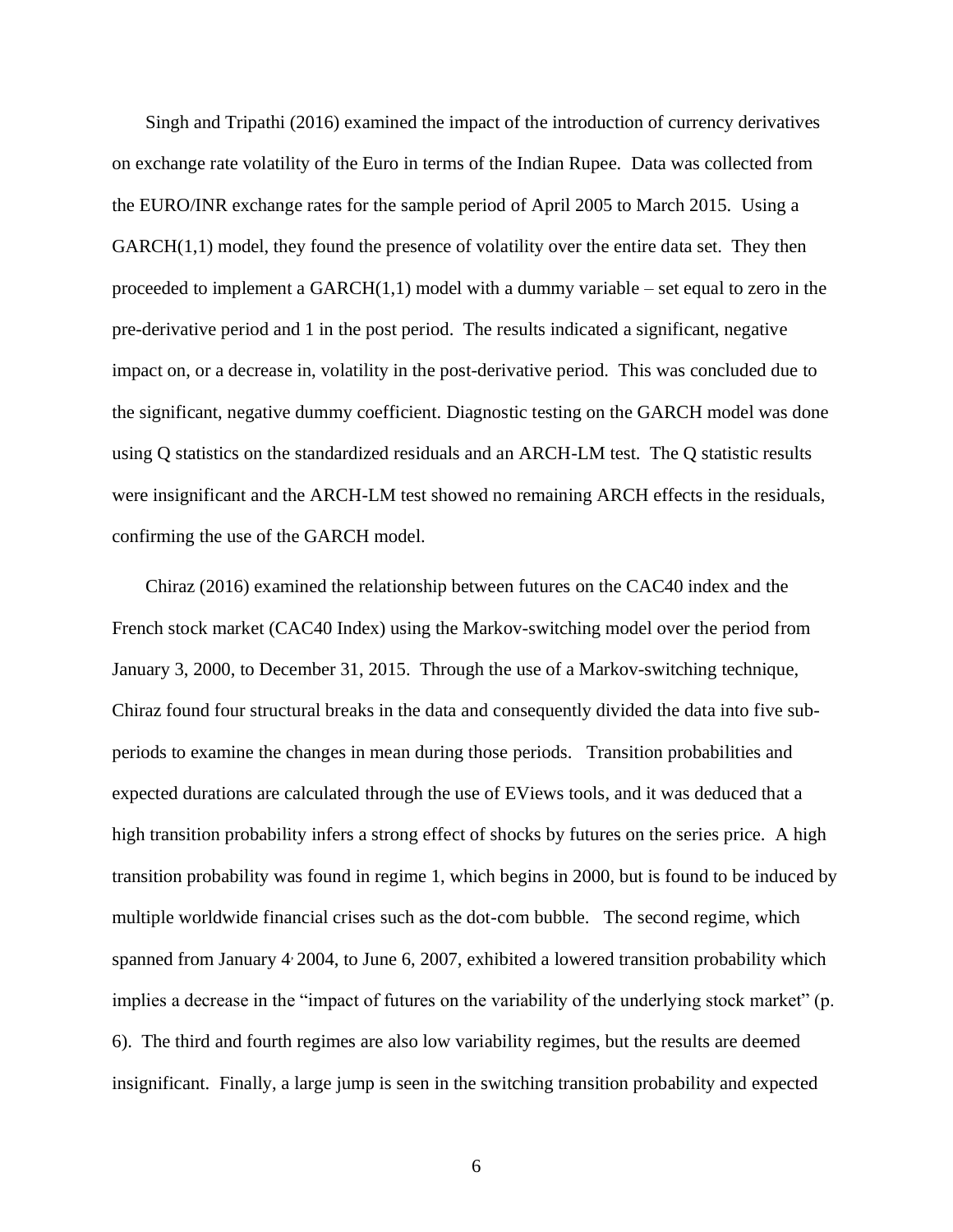Singh and Tripathi (2016) examined the impact of the introduction of currency derivatives on exchange rate volatility of the Euro in terms of the Indian Rupee. Data was collected from the EURO/INR exchange rates for the sample period of April 2005 to March 2015. Using a GARCH(1,1) model, they found the presence of volatility over the entire data set. They then proceeded to implement a GARCH(1,1) model with a dummy variable – set equal to zero in the pre-derivative period and 1 in the post period. The results indicated a significant, negative impact on, or a decrease in, volatility in the post-derivative period. This was concluded due to the significant, negative dummy coefficient. Diagnostic testing on the GARCH model was done using Q statistics on the standardized residuals and an ARCH-LM test. The Q statistic results were insignificant and the ARCH-LM test showed no remaining ARCH effects in the residuals, confirming the use of the GARCH model.

Chiraz (2016) examined the relationship between futures on the CAC40 index and the French stock market (CAC40 Index) using the Markov-switching model over the period from January 3, 2000, to December 31, 2015. Through the use of a Markov-switching technique, Chiraz found four structural breaks in the data and consequently divided the data into five sub-periods to examine the changes in mean during those periods. Transition probabilities and expected durations are calculated through the use of EViews tools, and it was deduced that a high transition probability infers a strong effect of shocks by futures on the series price. A high transition probability was found in regime 1, which begins in 2000, but is found to be induced by multiple worldwide financial crises such as the dot-com bubble. The second regime, which spanned from January 4, 2004, to June 6, 2007, exhibited a lowered transition probability which implies a decrease in the "impact of futures on the variability of the underlying stock market" (p. 6). The third and fourth regimes are also low variability regimes, but the results are deemed insignificant. Finally, a large jump is seen in the switching transition probability and expected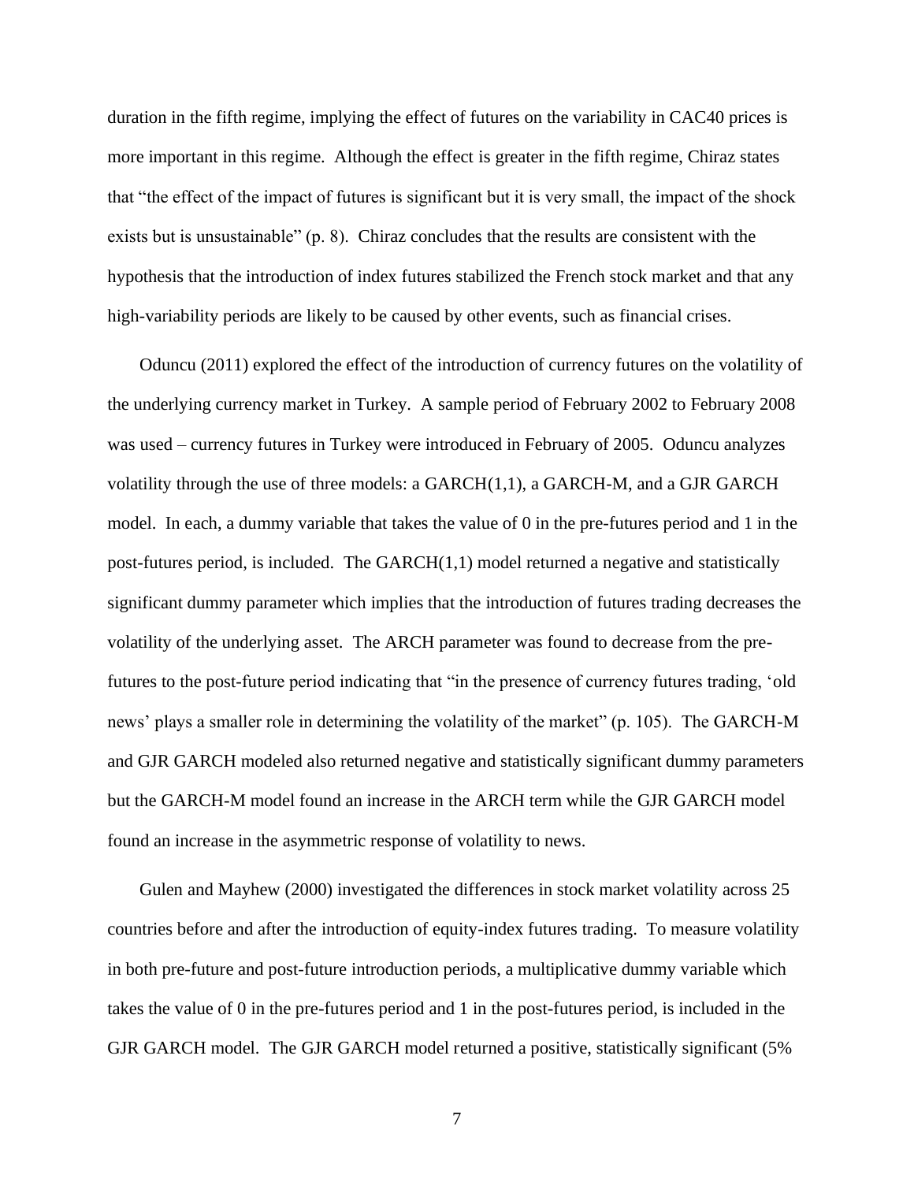duration in the fifth regime, implying the effect of futures on the variability in CAC40 prices is more important in this regime. Although the effect is greater in the fifth regime, Chiraz states that "the effect of the impact of futures is significant but it is very small, the impact of the shock exists but is unsustainable" (p. 8). Chiraz concludes that the results are consistent with the hypothesis that the introduction of index futures stabilized the French stock market and that any high-variability periods are likely to be caused by other events, such as financial crises.

Oduncu (2011) explored the effect of the introduction of currency futures on the volatility of the underlying currency market in Turkey. A sample period of February 2002 to February 2008 was used – currency futures in Turkey were introduced in February of 2005. Oduncu analyzes volatility through the use of three models: a GARCH(1,1), a GARCH-M, and a GJR GARCH model. In each, a dummy variable that takes the value of 0 in the pre-futures period and 1 in the post-futures period, is included. The GARCH(1,1) model returned a negative and statistically significant dummy parameter which implies that the introduction of futures trading decreases the volatility of the underlying asset. The ARCH parameter was found to decrease from the pre-futures to the post-future period indicating that "in the presence of currency futures trading, 'old news' plays a smaller role in determining the volatility of the market" (p. 105). The GARCH-M and GJR GARCH modeled also returned negative and statistically significant dummy parameters but the GARCH-M model found an increase in the ARCH term while the GJR GARCH model found an increase in the asymmetric response of volatility to news.

Gulen and Mayhew (2000) investigated the differences in stock market volatility across 25 countries before and after the introduction of equity-index futures trading. To measure volatility in both pre-future and post-future introduction periods, a multiplicative dummy variable which takes the value of 0 in the pre-futures period and 1 in the post-futures period, is included in the GJR GARCH model. The GJR GARCH model returned a positive, statistically significant (5%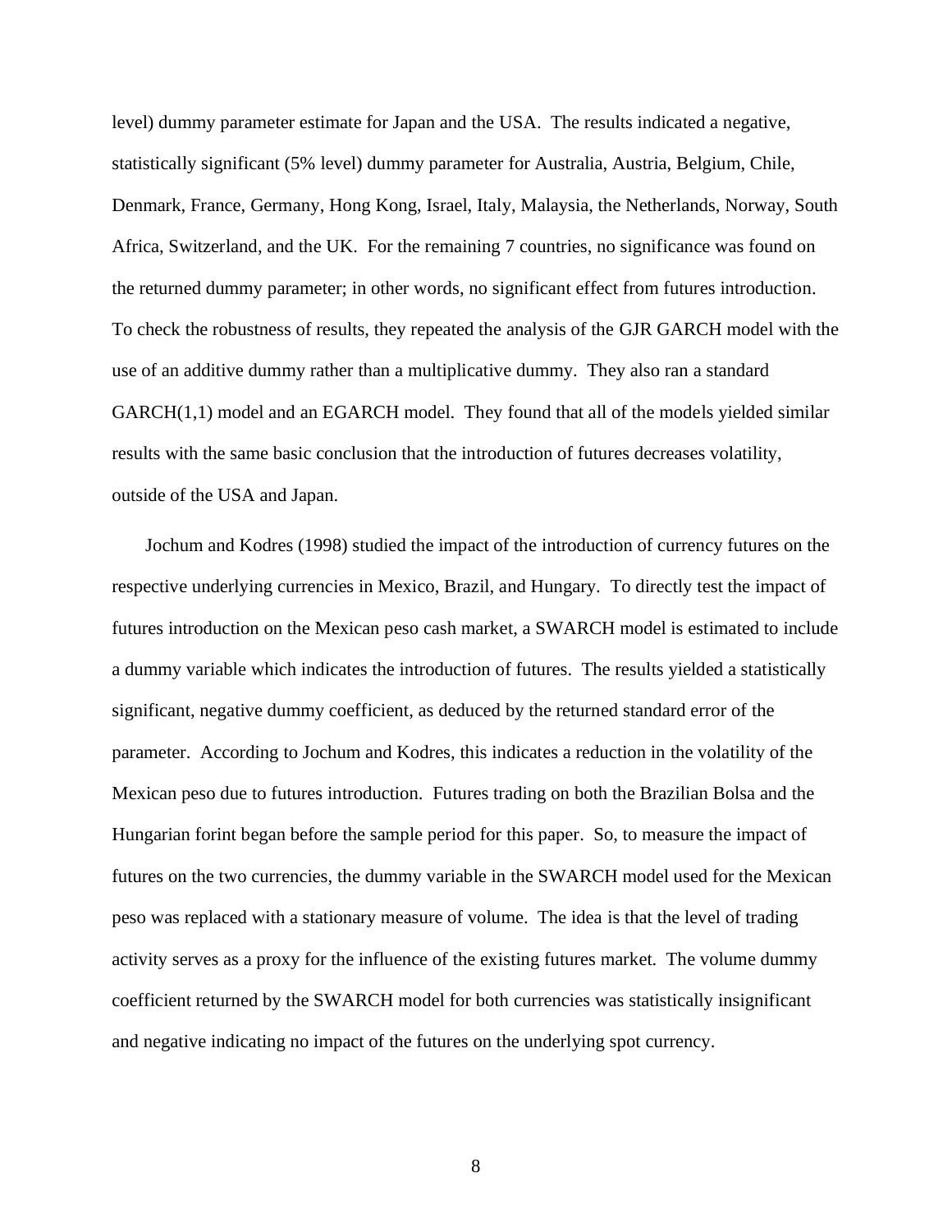level) dummy parameter estimate for Japan and the USA. The results indicated a negative, statistically significant (5% level) dummy parameter for Australia, Austria, Belgium, Chile, Denmark, France, Germany, Hong Kong, Israel, Italy, Malaysia, the Netherlands, Norway, South Africa, Switzerland, and the UK. For the remaining 7 countries, no significance was found on the returned dummy parameter; in other words, no significant effect from futures introduction. To check the robustness of results, they repeated the analysis of the GJR GARCH model with the use of an additive dummy rather than a multiplicative dummy. They also ran a standard GARCH(1,1) model and an EGARCH model. They found that all of the models yielded similar results with the same basic conclusion that the introduction of futures decreases volatility, outside of the USA and Japan.

Jochum and Kodres (1998) studied the impact of the introduction of currency futures on the respective underlying currencies in Mexico, Brazil, and Hungary. To directly test the impact of futures introduction on the Mexican peso cash market, a SWARCH model is estimated to include a dummy variable which indicates the introduction of futures. The results yielded a statistically significant, negative dummy coefficient, as deduced by the returned standard error of the parameter. According to Jochum and Kodres, this indicates a reduction in the volatility of the Mexican peso due to futures introduction. Futures trading on both the Brazilian Bolsa and the Hungarian forint began before the sample period for this paper. So, to measure the impact of futures on the two currencies, the dummy variable in the SWARCH model used for the Mexican peso was replaced with a stationary measure of volume. The idea is that the level of trading activity serves as a proxy for the influence of the existing futures market. The volume dummy coefficient returned by the SWARCH model for both currencies was statistically insignificant and negative indicating no impact of the futures on the underlying spot currency.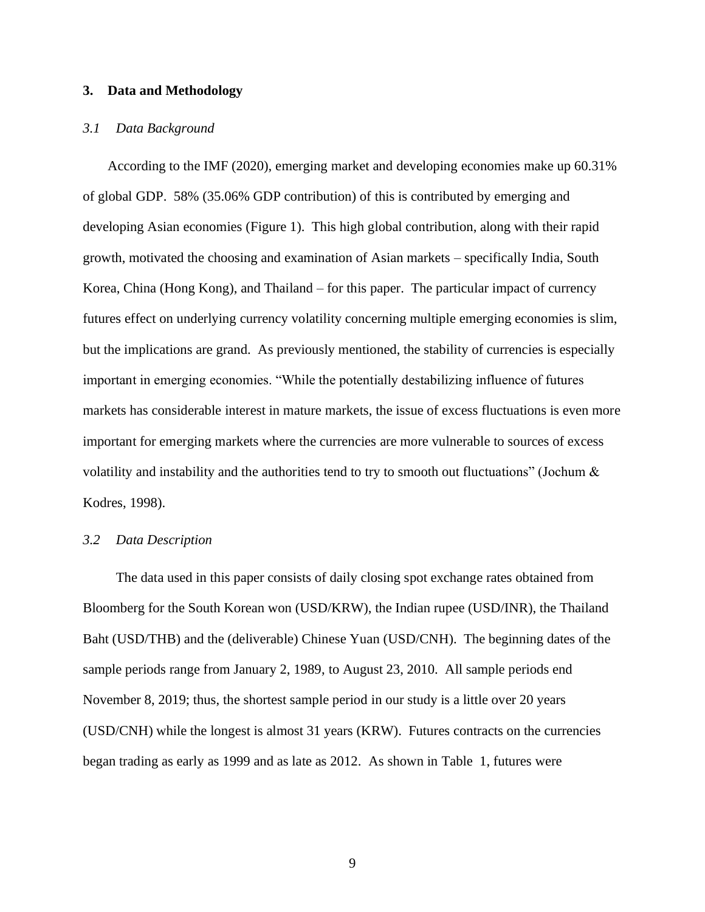## 3. Data and Methodology

### *3.1 Data Background*

According to the IMF (2020), emerging market and developing economies make up 60.31% of global GDP. 58% (35.06% GDP contribution) of this is contributed by emerging and developing Asian economies (Figure 1). This high global contribution, along with their rapid growth, motivated the choosing and examination of Asian markets – specifically India, South Korea, China (Hong Kong), and Thailand – for this paper. The particular impact of currency futures effect on underlying currency volatility concerning multiple emerging economies is slim, but the implications are grand. As previously mentioned, the stability of currencies is especially important in emerging economies. "While the potentially destabilizing influence of futures markets has considerable interest in mature markets, the issue of excess fluctuations is even more important for emerging markets where the currencies are more vulnerable to sources of excess volatility and instability and the authorities tend to try to smooth out fluctuations" (Jochum & Kodres, 1998).

### *3.2 Data Description*

The data used in this paper consists of daily closing spot exchange rates obtained from Bloomberg for the South Korean won (USD/KRW), the Indian rupee (USD/INR), the Thailand Baht (USD/THB) and the (deliverable) Chinese Yuan (USD/CNH). The beginning dates of the sample periods range from January 2, 1989, to August 23, 2010. All sample periods end November 8, 2019; thus, the shortest sample period in our study is a little over 20 years (USD/CNH) while the longest is almost 31 years (KRW). Futures contracts on the currencies began trading as early as 1999 and as late as 2012. As shown in Table 1, futures were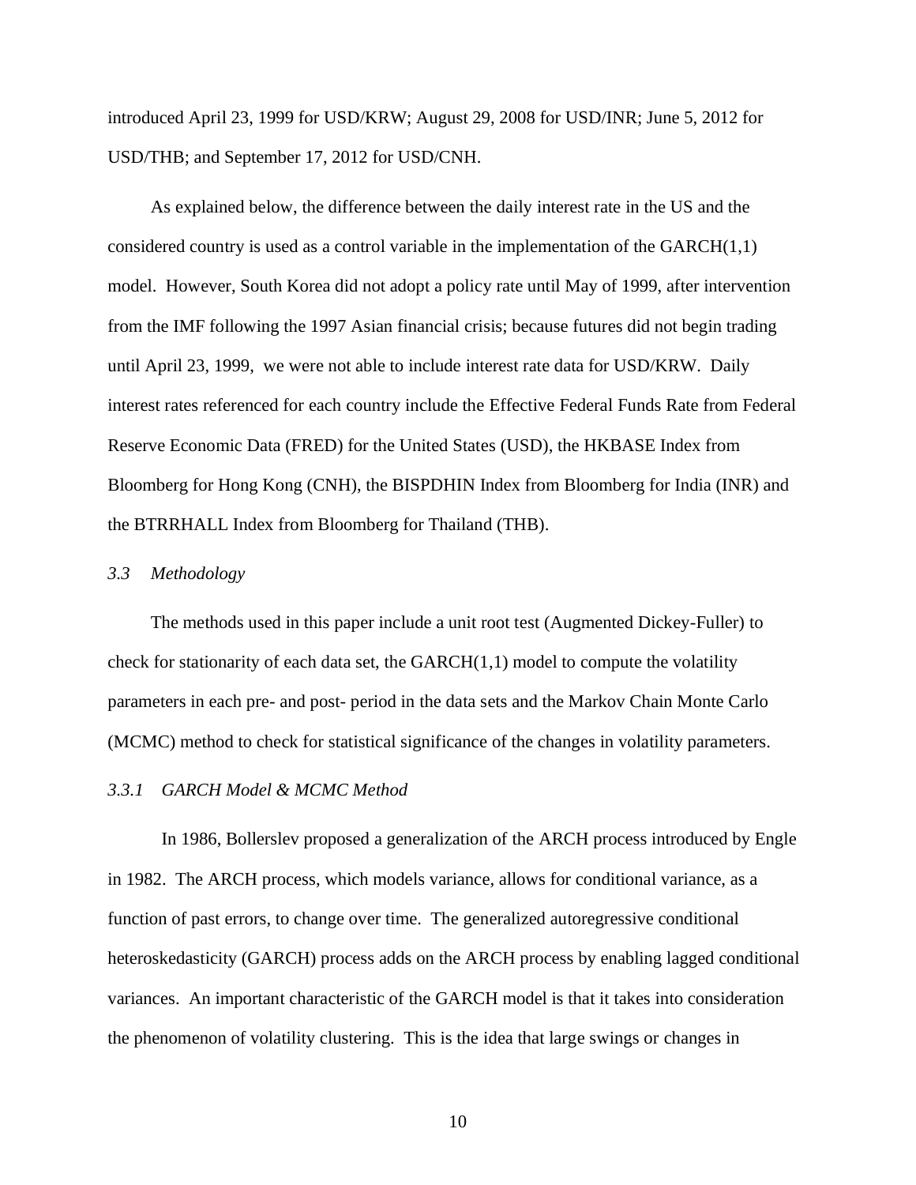introduced April 23, 1999 for USD/KRW; August 29, 2008 for USD/INR; June 5, 2012 for USD/THB; and September 17, 2012 for USD/CNH.

As explained below, the difference between the daily interest rate in the US and the considered country is used as a control variable in the implementation of the GARCH(1,1) model. However, South Korea did not adopt a policy rate until May of 1999, after intervention from the IMF following the 1997 Asian financial crisis; because futures did not begin trading until April 23, 1999, we were not able to include interest rate data for USD/KRW. Daily interest rates referenced for each country include the Effective Federal Funds Rate from Federal Reserve Economic Data (FRED) for the United States (USD), the HKBASE Index from Bloomberg for Hong Kong (CNH), the BISPDHIN Index from Bloomberg for India (INR) and the BTRRHALL Index from Bloomberg for Thailand (THB).

### *3.3 Methodology*

The methods used in this paper include a unit root test (Augmented Dickey-Fuller) to check for stationarity of each data set, the GARCH(1,1) model to compute the volatility parameters in each pre- and post- period in the data sets and the Markov Chain Monte Carlo (MCMC) method to check for statistical significance of the changes in volatility parameters.

#### *3.3.1 GARCH Model & MCMC Method*

In 1986, Bollerslev proposed a generalization of the ARCH process introduced by Engle in 1982. The ARCH process, which models variance, allows for conditional variance, as a function of past errors, to change over time. The generalized autoregressive conditional heteroskedasticity (GARCH) process adds on the ARCH process by enabling lagged conditional variances. An important characteristic of the GARCH model is that it takes into consideration the phenomenon of volatility clustering. This is the idea that large swings or changes in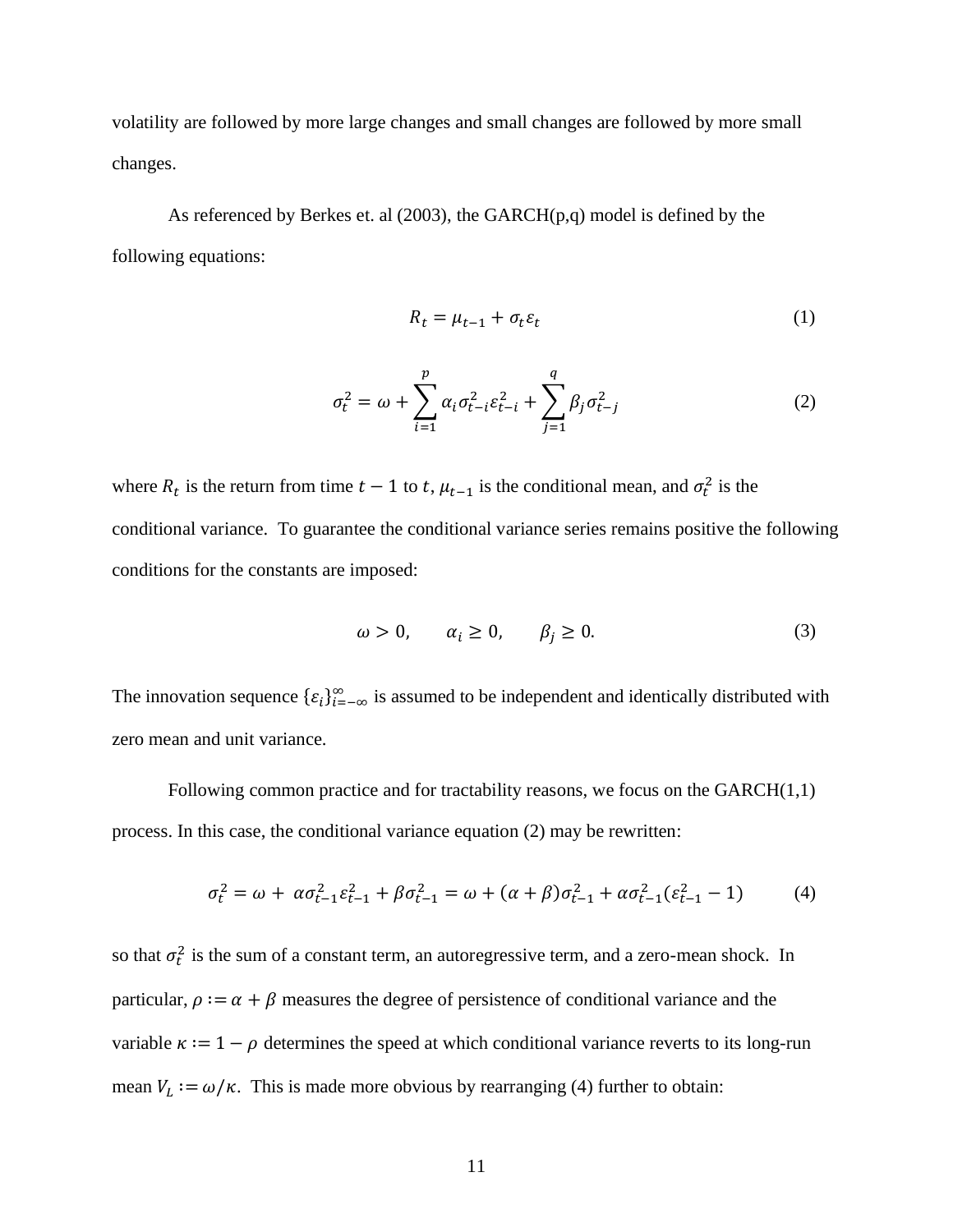volatility are followed by more large changes and small changes are followed by more small changes.

As referenced by Berkes et. al (2003), the GARCH(p,q) model is defined by the following equations:

$$R_t = \mu_{t-1} + \sigma_t \varepsilon_t \tag{1}$$

$$\sigma_t^2 = \omega + \sum_{i=1}^{p} \alpha_i \sigma_{t-i}^2 \varepsilon_{t-i}^2 + \sum_{j=1}^{q} \beta_j \sigma_{t-j}^2 \tag{2}$$

where $R_t$ is the return from time $t-1$ to $t$, $\mu_{t-1}$ is the conditional mean, and $\sigma_t^2$ is the conditional variance. To guarantee the conditional variance series remains positive the following conditions for the constants are imposed:

$$\omega > 0, \qquad \alpha_i \geq 0, \qquad \beta_j \geq 0. \tag{3}$$

The innovation sequence $\{\varepsilon_i\}_{i=-\infty}^{\infty}$ is assumed to be independent and identically distributed with zero mean and unit variance.

Following common practice and for tractability reasons, we focus on the GARCH(1,1) process. In this case, the conditional variance equation (2) may be rewritten:

$$\sigma_t^2 = \omega + \alpha \sigma_{t-1}^2 \varepsilon_{t-1}^2 + \beta \sigma_{t-1}^2 = \omega + (\alpha + \beta)\sigma_{t-1}^2 + \alpha \sigma_{t-1}^2 (\varepsilon_{t-1}^2 - 1) \tag{4}$$

so that $\sigma_t^2$ is the sum of a constant term, an autoregressive term, and a zero-mean shock. In particular, $\rho := \alpha + \beta$ measures the degree of persistence of conditional variance and the variable $\kappa := 1 - \rho$ determines the speed at which conditional variance reverts to its long-run mean $V_L := \omega/\kappa$. This is made more obvious by rearranging (4) further to obtain: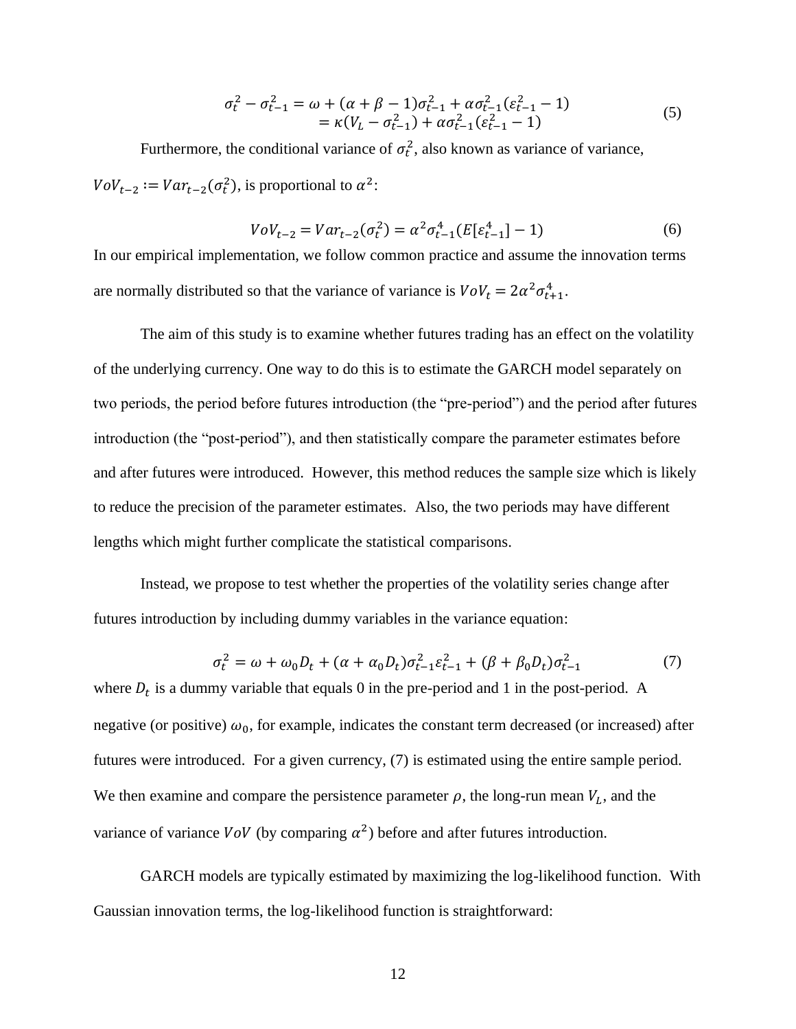$$
\begin{aligned}
\sigma_t^2 - \sigma_{t-1}^2 &= \omega + (\alpha + \beta - 1)\sigma_{t-1}^2 + \alpha\sigma_{t-1}^2(\varepsilon_{t-1}^2 - 1) \\
&= \kappa(V_L - \sigma_{t-1}^2) + \alpha\sigma_{t-1}^2(\varepsilon_{t-1}^2 - 1)
\end{aligned} \tag{5}
$$

Furthermore, the conditional variance of $\sigma_t^2$, also known as variance of variance, $VoV_{t-2} := Var_{t-2}(\sigma_t^2)$, is proportional to $\alpha^2$:

$$
VoV_{t-2} = Var_{t-2}(\sigma_t^2) = \alpha^2\sigma_{t-1}^4(E[\varepsilon_{t-1}^4] - 1) \tag{6}
$$

In our empirical implementation, we follow common practice and assume the innovation terms are normally distributed so that the variance of variance is $VoV_t = 2\alpha^2\sigma_{t+1}^4$.

The aim of this study is to examine whether futures trading has an effect on the volatility of the underlying currency. One way to do this is to estimate the GARCH model separately on two periods, the period before futures introduction (the "pre-period") and the period after futures introduction (the "post-period"), and then statistically compare the parameter estimates before and after futures were introduced. However, this method reduces the sample size which is likely to reduce the precision of the parameter estimates. Also, the two periods may have different lengths which might further complicate the statistical comparisons.

Instead, we propose to test whether the properties of the volatility series change after futures introduction by including dummy variables in the variance equation:

$$
\sigma_t^2 = \omega + \omega_0 D_t + (\alpha + \alpha_0 D_t)\sigma_{t-1}^2\varepsilon_{t-1}^2 + (\beta + \beta_0 D_t)\sigma_{t-1}^2 \tag{7}
$$

where $D_t$ is a dummy variable that equals 0 in the pre-period and 1 in the post-period. A negative (or positive) $\omega_0$, for example, indicates the constant term decreased (or increased) after futures were introduced. For a given currency, (7) is estimated using the entire sample period. We then examine and compare the persistence parameter $\rho$, the long-run mean $V_L$, and the variance of variance $VoV$ (by comparing $\alpha^2$) before and after futures introduction.

GARCH models are typically estimated by maximizing the log-likelihood function. With Gaussian innovation terms, the log-likelihood function is straightforward: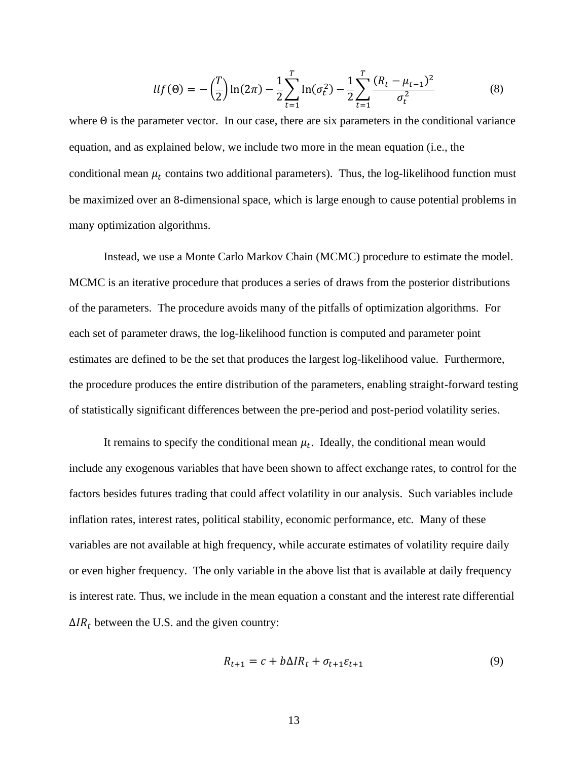$$llf(\Theta) = -\left(\frac{T}{2}\right)\ln(2\pi) - \frac{1}{2}\sum_{t=1}^{T}\ln(\sigma_t^2) - \frac{1}{2}\sum_{t=1}^{T}\frac{(R_t - \mu_{t-1})^2}{\sigma_t^2} \tag{8}$$

where $\Theta$ is the parameter vector. In our case, there are six parameters in the conditional variance equation, and as explained below, we include two more in the mean equation (i.e., the conditional mean $\mu_t$ contains two additional parameters). Thus, the log-likelihood function must be maximized over an 8-dimensional space, which is large enough to cause potential problems in many optimization algorithms.

Instead, we use a Monte Carlo Markov Chain (MCMC) procedure to estimate the model. MCMC is an iterative procedure that produces a series of draws from the posterior distributions of the parameters. The procedure avoids many of the pitfalls of optimization algorithms. For each set of parameter draws, the log-likelihood function is computed and parameter point estimates are defined to be the set that produces the largest log-likelihood value. Furthermore, the procedure produces the entire distribution of the parameters, enabling straight-forward testing of statistically significant differences between the pre-period and post-period volatility series.

It remains to specify the conditional mean $\mu_t$. Ideally, the conditional mean would include any exogenous variables that have been shown to affect exchange rates, to control for the factors besides futures trading that could affect volatility in our analysis. Such variables include inflation rates, interest rates, political stability, economic performance, etc. Many of these variables are not available at high frequency, while accurate estimates of volatility require daily or even higher frequency. The only variable in the above list that is available at daily frequency is interest rate. Thus, we include in the mean equation a constant and the interest rate differential $\Delta IR_t$ between the U.S. and the given country:

$$R_{t+1} = c + b\Delta IR_t + \sigma_{t+1}\varepsilon_{t+1} \tag{9}$$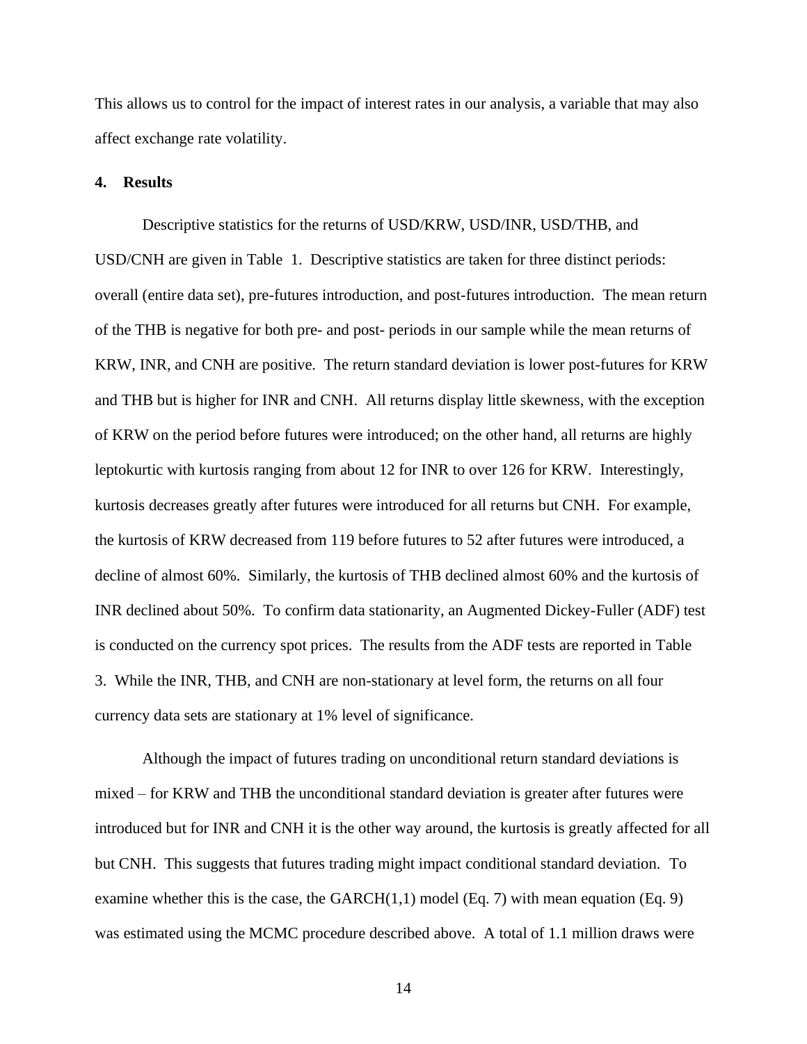This allows us to control for the impact of interest rates in our analysis, a variable that may also affect exchange rate volatility.

## 4. Results

Descriptive statistics for the returns of USD/KRW, USD/INR, USD/THB, and USD/CNH are given in Table 1. Descriptive statistics are taken for three distinct periods: overall (entire data set), pre-futures introduction, and post-futures introduction. The mean return of the THB is negative for both pre- and post- periods in our sample while the mean returns of KRW, INR, and CNH are positive. The return standard deviation is lower post-futures for KRW and THB but is higher for INR and CNH. All returns display little skewness, with the exception of KRW on the period before futures were introduced; on the other hand, all returns are highly leptokurtic with kurtosis ranging from about 12 for INR to over 126 for KRW. Interestingly, kurtosis decreases greatly after futures were introduced for all returns but CNH. For example, the kurtosis of KRW decreased from 119 before futures to 52 after futures were introduced, a decline of almost 60%. Similarly, the kurtosis of THB declined almost 60% and the kurtosis of INR declined about 50%. To confirm data stationarity, an Augmented Dickey-Fuller (ADF) test is conducted on the currency spot prices. The results from the ADF tests are reported in Table 3. While the INR, THB, and CNH are non-stationary at level form, the returns on all four currency data sets are stationary at 1% level of significance.

Although the impact of futures trading on unconditional return standard deviations is mixed – for KRW and THB the unconditional standard deviation is greater after futures were introduced but for INR and CNH it is the other way around, the kurtosis is greatly affected for all but CNH. This suggests that futures trading might impact conditional standard deviation. To examine whether this is the case, the GARCH(1,1) model (Eq. 7) with mean equation (Eq. 9) was estimated using the MCMC procedure described above. A total of 1.1 million draws were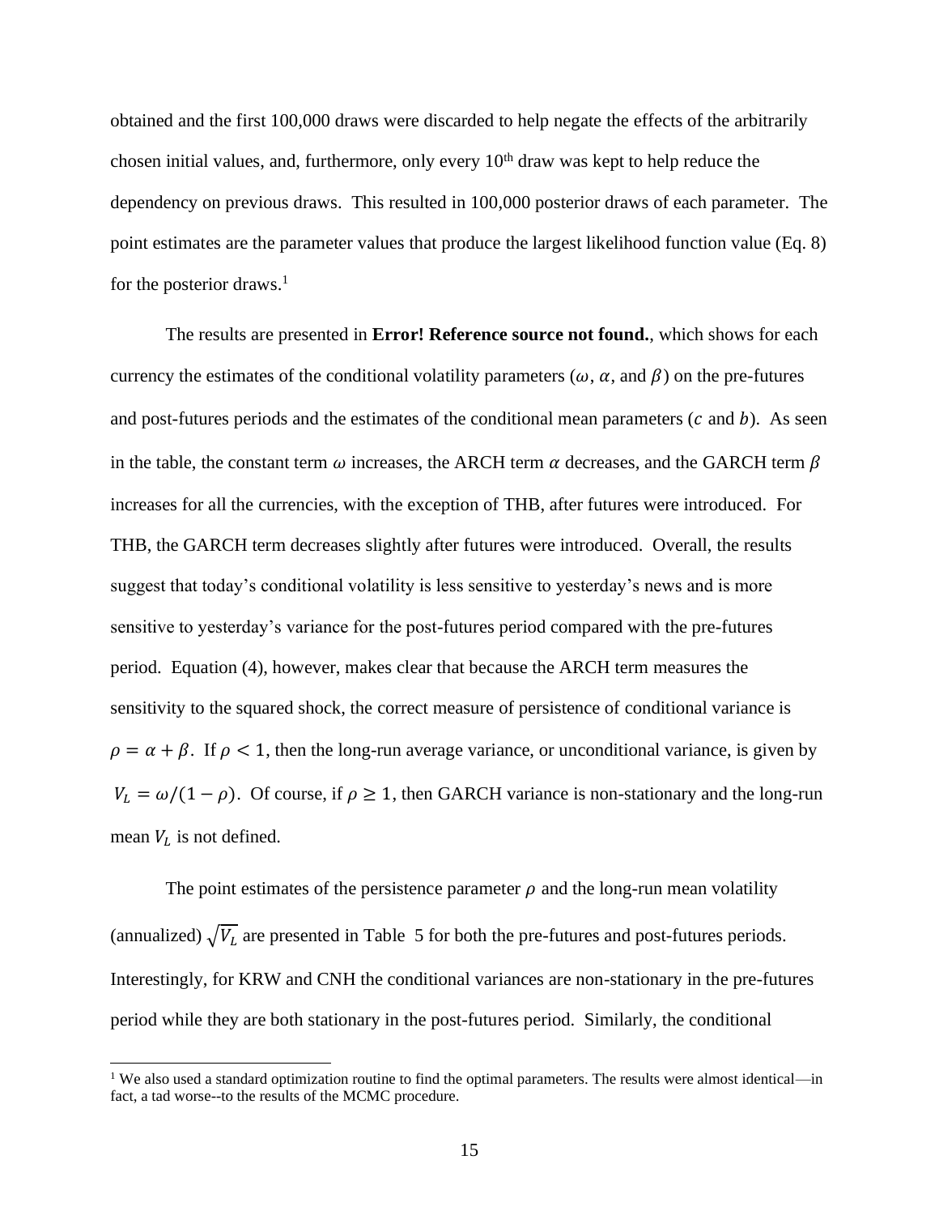obtained and the first 100,000 draws were discarded to help negate the effects of the arbitrarily chosen initial values, and, furthermore, only every 10th draw was kept to help reduce the dependency on previous draws. This resulted in 100,000 posterior draws of each parameter. The point estimates are the parameter values that produce the largest likelihood function value (Eq. 8) for the posterior draws.[1]

The results are presented in **Error! Reference source not found.**, which shows for each currency the estimates of the conditional volatility parameters ($\omega$, $\alpha$, and $\beta$) on the pre-futures and post-futures periods and the estimates of the conditional mean parameters ($c$ and $b$). As seen in the table, the constant term $\omega$ increases, the ARCH term $\alpha$ decreases, and the GARCH term $\beta$ increases for all the currencies, with the exception of THB, after futures were introduced. For THB, the GARCH term decreases slightly after futures were introduced. Overall, the results suggest that today's conditional volatility is less sensitive to yesterday's news and is more sensitive to yesterday's variance for the post-futures period compared with the pre-futures period. Equation (4), however, makes clear that because the ARCH term measures the sensitivity to the squared shock, the correct measure of persistence of conditional variance is $\rho = \alpha + \beta$. If $\rho < 1$, then the long-run average variance, or unconditional variance, is given by $V_L = \omega/(1-\rho)$. Of course, if $\rho \geq 1$, then GARCH variance is non-stationary and the long-run mean $V_L$ is not defined.

The point estimates of the persistence parameter $\rho$ and the long-run mean volatility (annualized) $\sqrt{V_L}$ are presented in Table 5 for both the pre-futures and post-futures periods. Interestingly, for KRW and CNH the conditional variances are non-stationary in the pre-futures period while they are both stationary in the post-futures period. Similarly, the conditional

[1] We also used a standard optimization routine to find the optimal parameters. The results were almost identical—in fact, a tad worse--to the results of the MCMC procedure.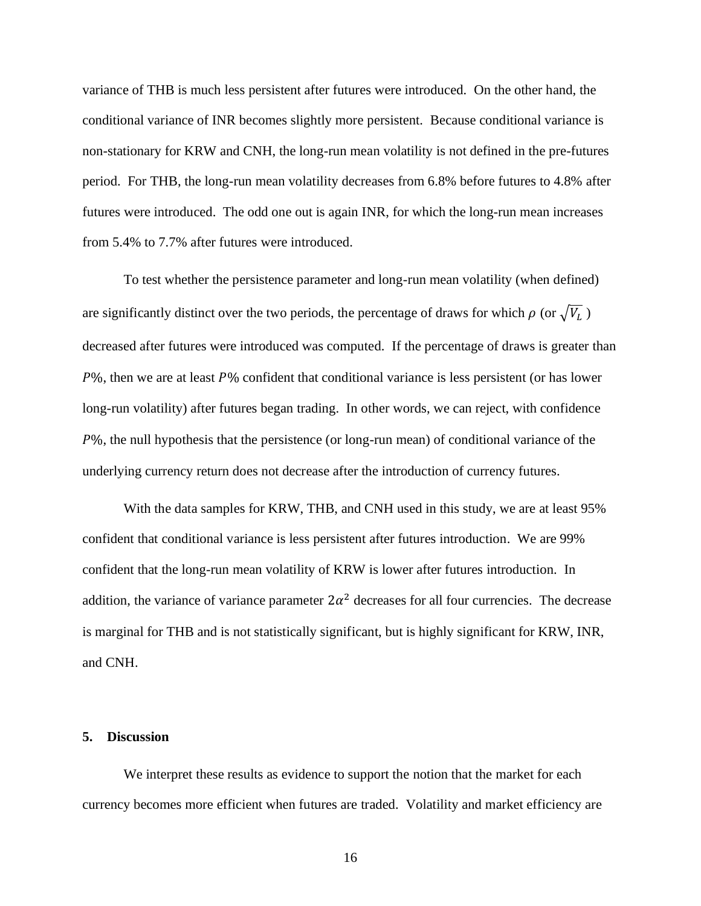variance of THB is much less persistent after futures were introduced. On the other hand, the conditional variance of INR becomes slightly more persistent. Because conditional variance is non-stationary for KRW and CNH, the long-run mean volatility is not defined in the pre-futures period. For THB, the long-run mean volatility decreases from 6.8% before futures to 4.8% after futures were introduced. The odd one out is again INR, for which the long-run mean increases from 5.4% to 7.7% after futures were introduced.

To test whether the persistence parameter and long-run mean volatility (when defined) are significantly distinct over the two periods, the percentage of draws for which $\rho$ (or $\sqrt{V_L}$ ) decreased after futures were introduced was computed. If the percentage of draws is greater than $P$%, then we are at least $P$% confident that conditional variance is less persistent (or has lower long-run volatility) after futures began trading. In other words, we can reject, with confidence $P$%, the null hypothesis that the persistence (or long-run mean) of conditional variance of the underlying currency return does not decrease after the introduction of currency futures.

With the data samples for KRW, THB, and CNH used in this study, we are at least 95% confident that conditional variance is less persistent after futures introduction. We are 99% confident that the long-run mean volatility of KRW is lower after futures introduction. In addition, the variance of variance parameter $2\alpha^2$ decreases for all four currencies. The decrease is marginal for THB and is not statistically significant, but is highly significant for KRW, INR, and CNH.

## 5. Discussion

We interpret these results as evidence to support the notion that the market for each currency becomes more efficient when futures are traded. Volatility and market efficiency are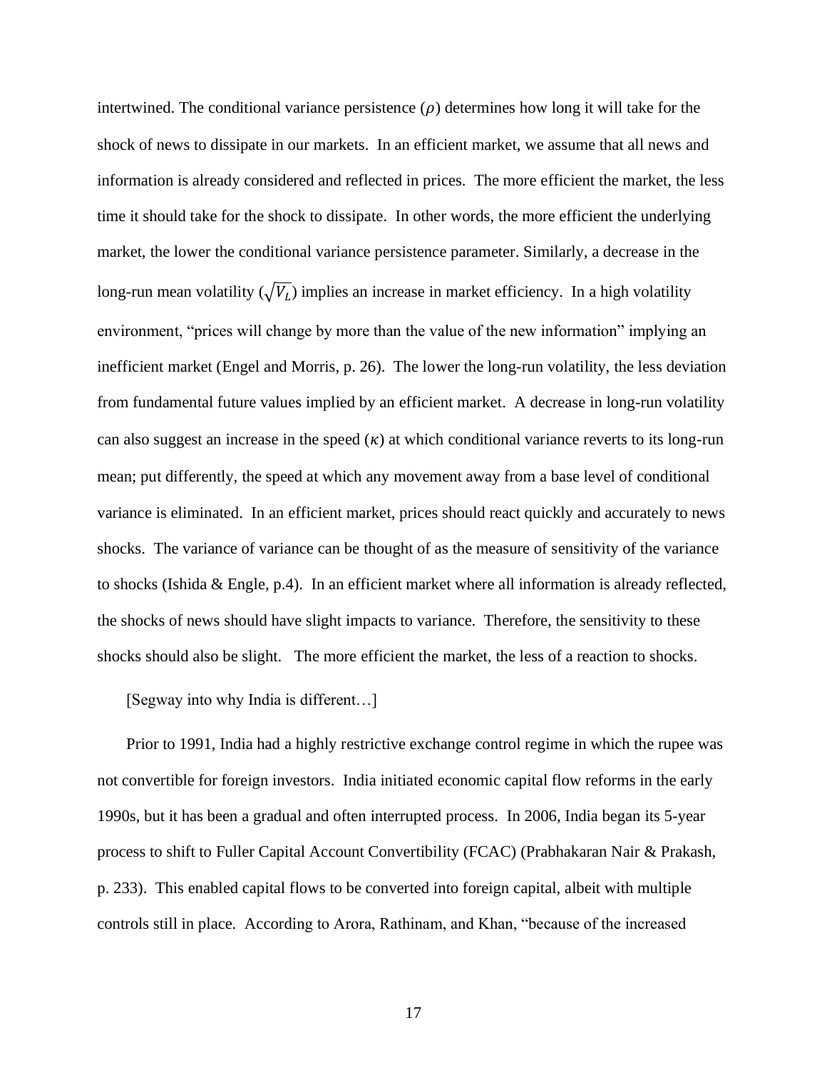intertwined. The conditional variance persistence ($\rho$) determines how long it will take for the shock of news to dissipate in our markets. In an efficient market, we assume that all news and information is already considered and reflected in prices. The more efficient the market, the less time it should take for the shock to dissipate. In other words, the more efficient the underlying market, the lower the conditional variance persistence parameter. Similarly, a decrease in the long-run mean volatility ($\sqrt{V_L}$) implies an increase in market efficiency. In a high volatility environment, "prices will change by more than the value of the new information" implying an inefficient market (Engel and Morris, p. 26). The lower the long-run volatility, the less deviation from fundamental future values implied by an efficient market. A decrease in long-run volatility can also suggest an increase in the speed ($\kappa$) at which conditional variance reverts to its long-run mean; put differently, the speed at which any movement away from a base level of conditional variance is eliminated. In an efficient market, prices should react quickly and accurately to news shocks. The variance of variance can be thought of as the measure of sensitivity of the variance to shocks (Ishida & Engle, p.4). In an efficient market where all information is already reflected, the shocks of news should have slight impacts to variance. Therefore, the sensitivity to these shocks should also be slight. The more efficient the market, the less of a reaction to shocks.

[Segway into why India is different…]

Prior to 1991, India had a highly restrictive exchange control regime in which the rupee was not convertible for foreign investors. India initiated economic capital flow reforms in the early 1990s, but it has been a gradual and often interrupted process. In 2006, India began its 5-year process to shift to Fuller Capital Account Convertibility (FCAC) (Prabhakaran Nair & Prakash, p. 233). This enabled capital flows to be converted into foreign capital, albeit with multiple controls still in place. According to Arora, Rathinam, and Khan, "because of the increased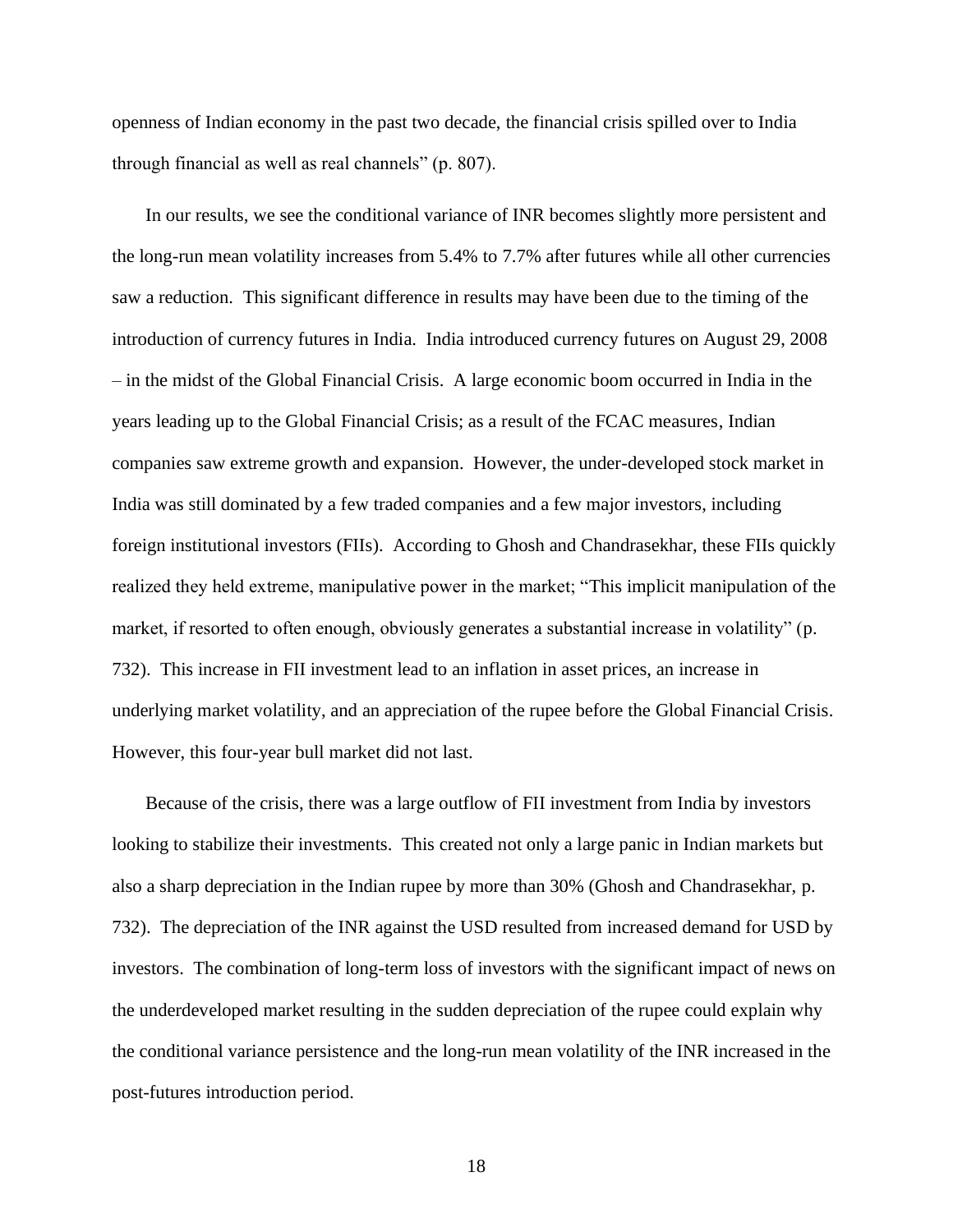openness of Indian economy in the past two decade, the financial crisis spilled over to India through financial as well as real channels" (p. 807).

In our results, we see the conditional variance of INR becomes slightly more persistent and the long-run mean volatility increases from 5.4% to 7.7% after futures while all other currencies saw a reduction. This significant difference in results may have been due to the timing of the introduction of currency futures in India. India introduced currency futures on August 29, 2008 – in the midst of the Global Financial Crisis. A large economic boom occurred in India in the years leading up to the Global Financial Crisis; as a result of the FCAC measures, Indian companies saw extreme growth and expansion. However, the under-developed stock market in India was still dominated by a few traded companies and a few major investors, including foreign institutional investors (FIIs). According to Ghosh and Chandrasekhar, these FIIs quickly realized they held extreme, manipulative power in the market; "This implicit manipulation of the market, if resorted to often enough, obviously generates a substantial increase in volatility" (p. 732). This increase in FII investment lead to an inflation in asset prices, an increase in underlying market volatility, and an appreciation of the rupee before the Global Financial Crisis. However, this four-year bull market did not last.

Because of the crisis, there was a large outflow of FII investment from India by investors looking to stabilize their investments. This created not only a large panic in Indian markets but also a sharp depreciation in the Indian rupee by more than 30% (Ghosh and Chandrasekhar, p. 732). The depreciation of the INR against the USD resulted from increased demand for USD by investors. The combination of long-term loss of investors with the significant impact of news on the underdeveloped market resulting in the sudden depreciation of the rupee could explain why the conditional variance persistence and the long-run mean volatility of the INR increased in the post-futures introduction period.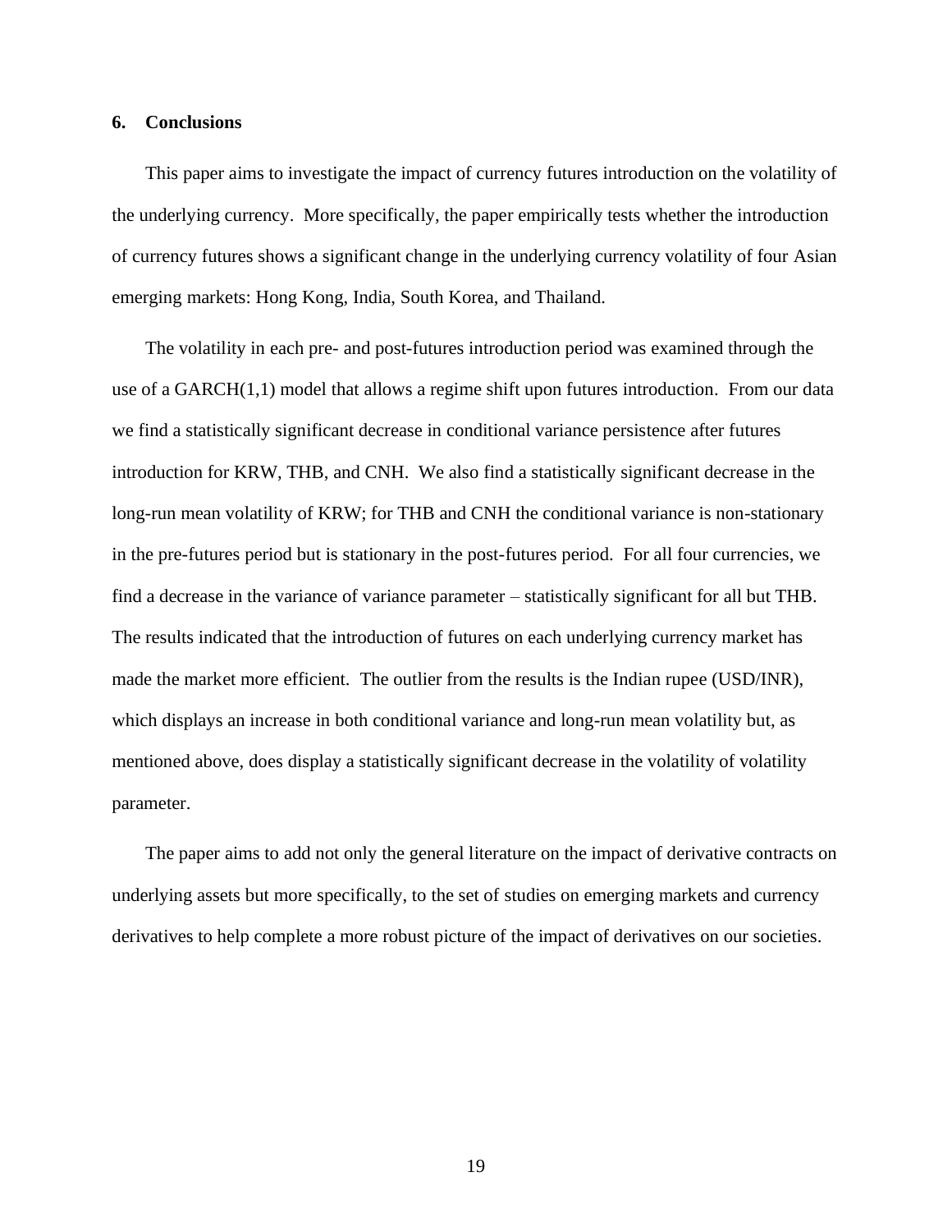## 6. Conclusions

This paper aims to investigate the impact of currency futures introduction on the volatility of the underlying currency. More specifically, the paper empirically tests whether the introduction of currency futures shows a significant change in the underlying currency volatility of four Asian emerging markets: Hong Kong, India, South Korea, and Thailand.

The volatility in each pre- and post-futures introduction period was examined through the use of a GARCH(1,1) model that allows a regime shift upon futures introduction. From our data we find a statistically significant decrease in conditional variance persistence after futures introduction for KRW, THB, and CNH. We also find a statistically significant decrease in the long-run mean volatility of KRW; for THB and CNH the conditional variance is non-stationary in the pre-futures period but is stationary in the post-futures period. For all four currencies, we find a decrease in the variance of variance parameter – statistically significant for all but THB. The results indicated that the introduction of futures on each underlying currency market has made the market more efficient. The outlier from the results is the Indian rupee (USD/INR), which displays an increase in both conditional variance and long-run mean volatility but, as mentioned above, does display a statistically significant decrease in the volatility of volatility parameter.

The paper aims to add not only the general literature on the impact of derivative contracts on underlying assets but more specifically, to the set of studies on emerging markets and currency derivatives to help complete a more robust picture of the impact of derivatives on our societies.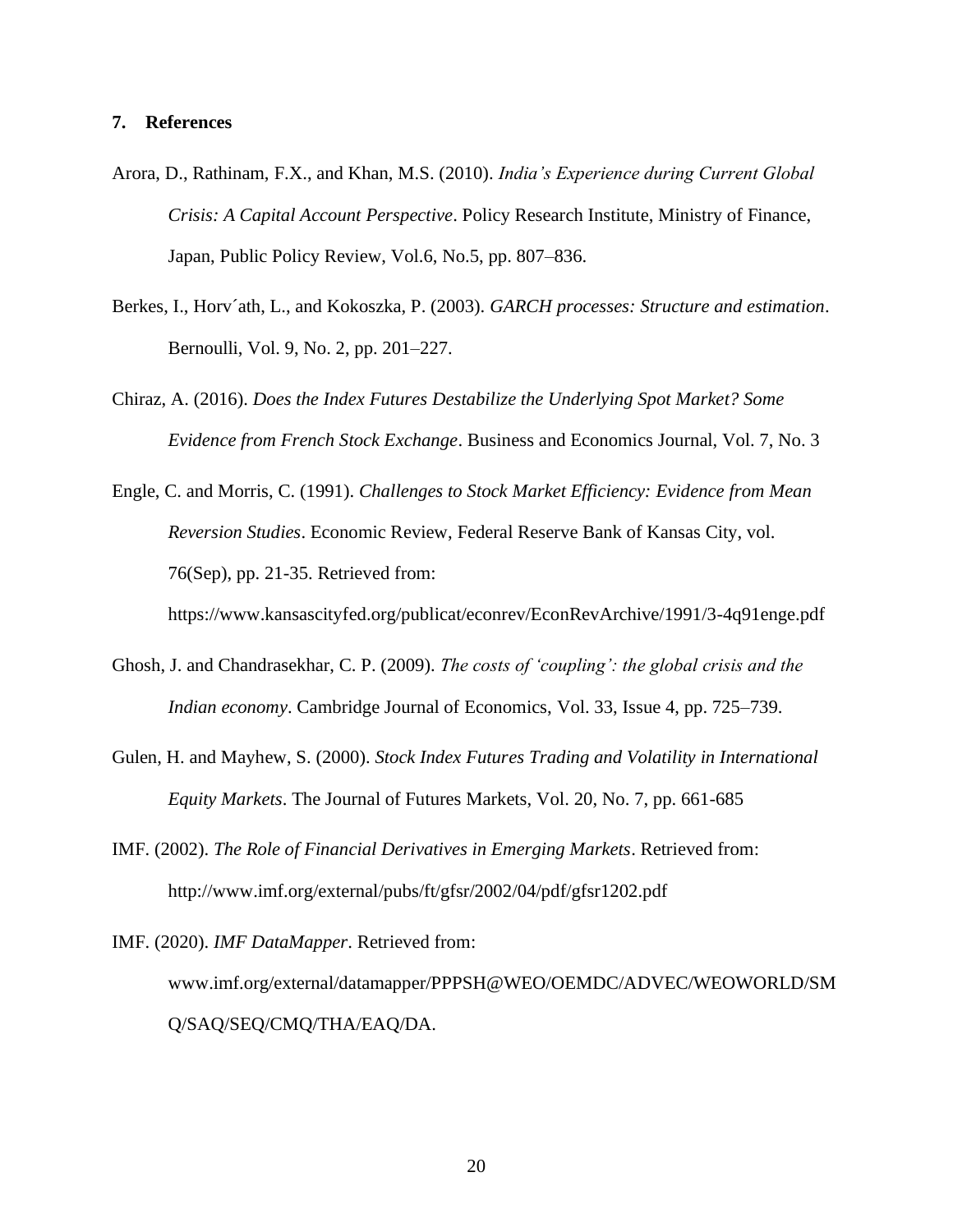### 7. References

Arora, D., Rathinam, F.X., and Khan, M.S. (2010). *India's Experience during Current Global Crisis: A Capital Account Perspective*. Policy Research Institute, Ministry of Finance, Japan, Public Policy Review, Vol.6, No.5, pp. 807–836.

Berkes, I., Horv´ath, L., and Kokoszka, P. (2003). *GARCH processes: Structure and estimation*. Bernoulli, Vol. 9, No. 2, pp. 201–227.

Chiraz, A. (2016). *Does the Index Futures Destabilize the Underlying Spot Market? Some Evidence from French Stock Exchange*. Business and Economics Journal, Vol. 7, No. 3

Engle, C. and Morris, C. (1991). *Challenges to Stock Market Efficiency: Evidence from Mean Reversion Studies*. Economic Review, Federal Reserve Bank of Kansas City, vol. 76(Sep), pp. 21-35. Retrieved from: https://www.kansascityfed.org/publicat/econrev/EconRevArchive/1991/3-4q91enge.pdf

Ghosh, J. and Chandrasekhar, C. P. (2009). *The costs of 'coupling': the global crisis and the Indian economy*. Cambridge Journal of Economics, Vol. 33, Issue 4, pp. 725–739.

Gulen, H. and Mayhew, S. (2000). *Stock Index Futures Trading and Volatility in International Equity Markets*. The Journal of Futures Markets, Vol. 20, No. 7, pp. 661-685

IMF. (2002). *The Role of Financial Derivatives in Emerging Markets*. Retrieved from: http://www.imf.org/external/pubs/ft/gfsr/2002/04/pdf/gfsr1202.pdf

IMF. (2020). *IMF DataMapper*. Retrieved from: www.imf.org/external/datamapper/PPPSH@WEO/OEMDC/ADVEC/WEOWORLD/SMQ/SAQ/SEQ/CMQ/THA/EAQ/DA.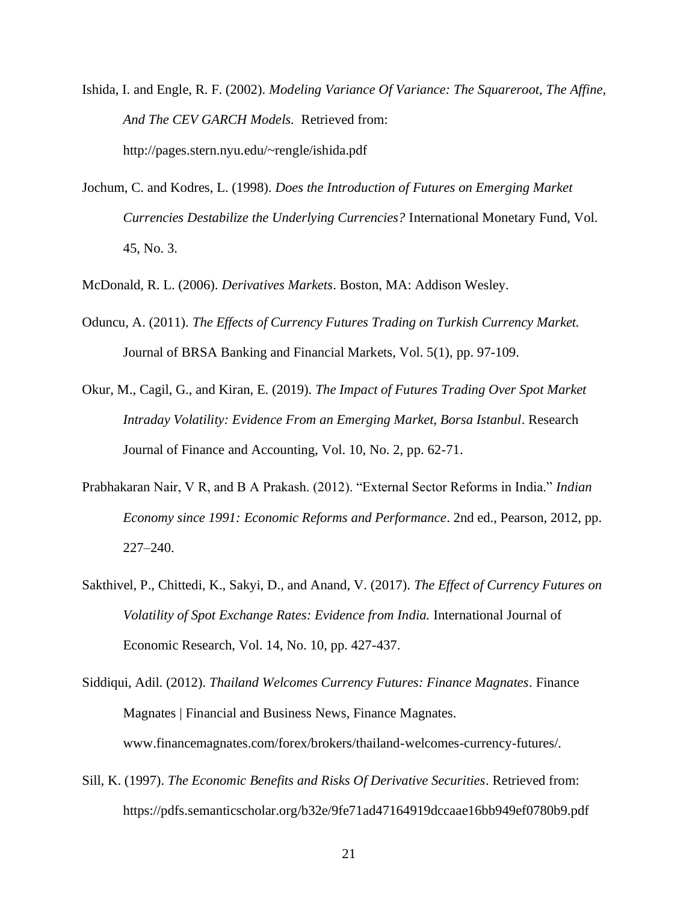Ishida, I. and Engle, R. F. (2002). *Modeling Variance Of Variance: The Squareroot, The Affine, And The CEV GARCH Models.* Retrieved from: http://pages.stern.nyu.edu/~rengle/ishida.pdf

Jochum, C. and Kodres, L. (1998). *Does the Introduction of Futures on Emerging Market Currencies Destabilize the Underlying Currencies?* International Monetary Fund, Vol. 45, No. 3.

McDonald, R. L. (2006). *Derivatives Markets*. Boston, MA: Addison Wesley.

Oduncu, A. (2011). *The Effects of Currency Futures Trading on Turkish Currency Market.* Journal of BRSA Banking and Financial Markets, Vol. 5(1), pp. 97-109.

Okur, M., Cagil, G., and Kiran, E. (2019). *The Impact of Futures Trading Over Spot Market Intraday Volatility: Evidence From an Emerging Market, Borsa Istanbul*. Research Journal of Finance and Accounting, Vol. 10, No. 2, pp. 62-71.

Prabhakaran Nair, V R, and B A Prakash. (2012). "External Sector Reforms in India." *Indian Economy since 1991: Economic Reforms and Performance*. 2nd ed., Pearson, 2012, pp. 227–240.

Sakthivel, P., Chittedi, K., Sakyi, D., and Anand, V. (2017). *The Effect of Currency Futures on Volatility of Spot Exchange Rates: Evidence from India.* International Journal of Economic Research, Vol. 14, No. 10, pp. 427-437.

Siddiqui, Adil. (2012). *Thailand Welcomes Currency Futures: Finance Magnates*. Finance Magnates | Financial and Business News, Finance Magnates. www.financemagnates.com/forex/brokers/thailand-welcomes-currency-futures/.

Sill, K. (1997). *The Economic Benefits and Risks Of Derivative Securities*. Retrieved from: https://pdfs.semanticscholar.org/b32e/9fe71ad47164919dccaae16bb949ef0780b9.pdf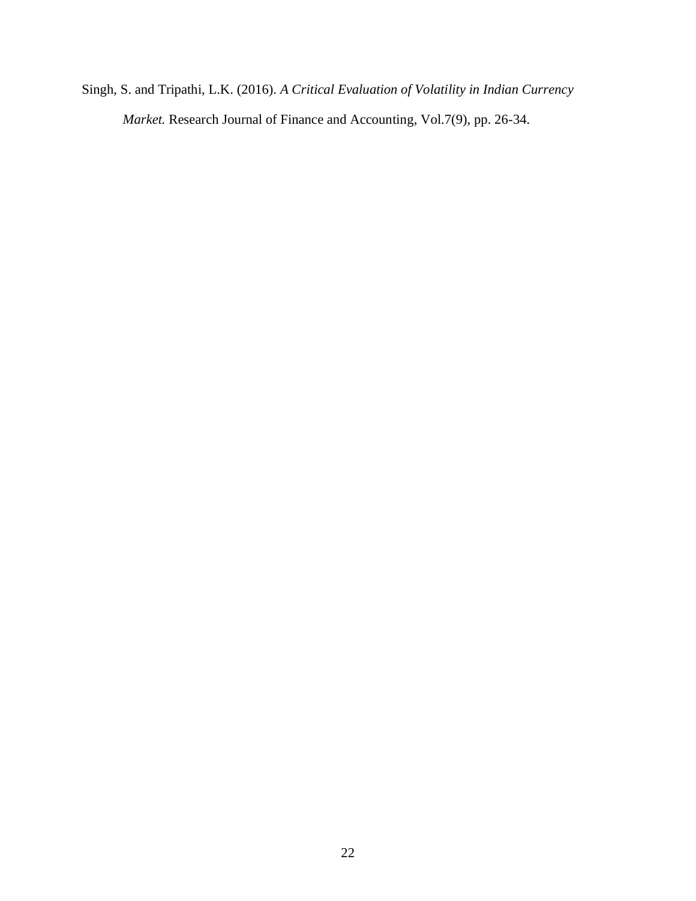Singh, S. and Tripathi, L.K. (2016). *A Critical Evaluation of Volatility in Indian Currency Market.* Research Journal of Finance and Accounting, Vol.7(9), pp. 26-34.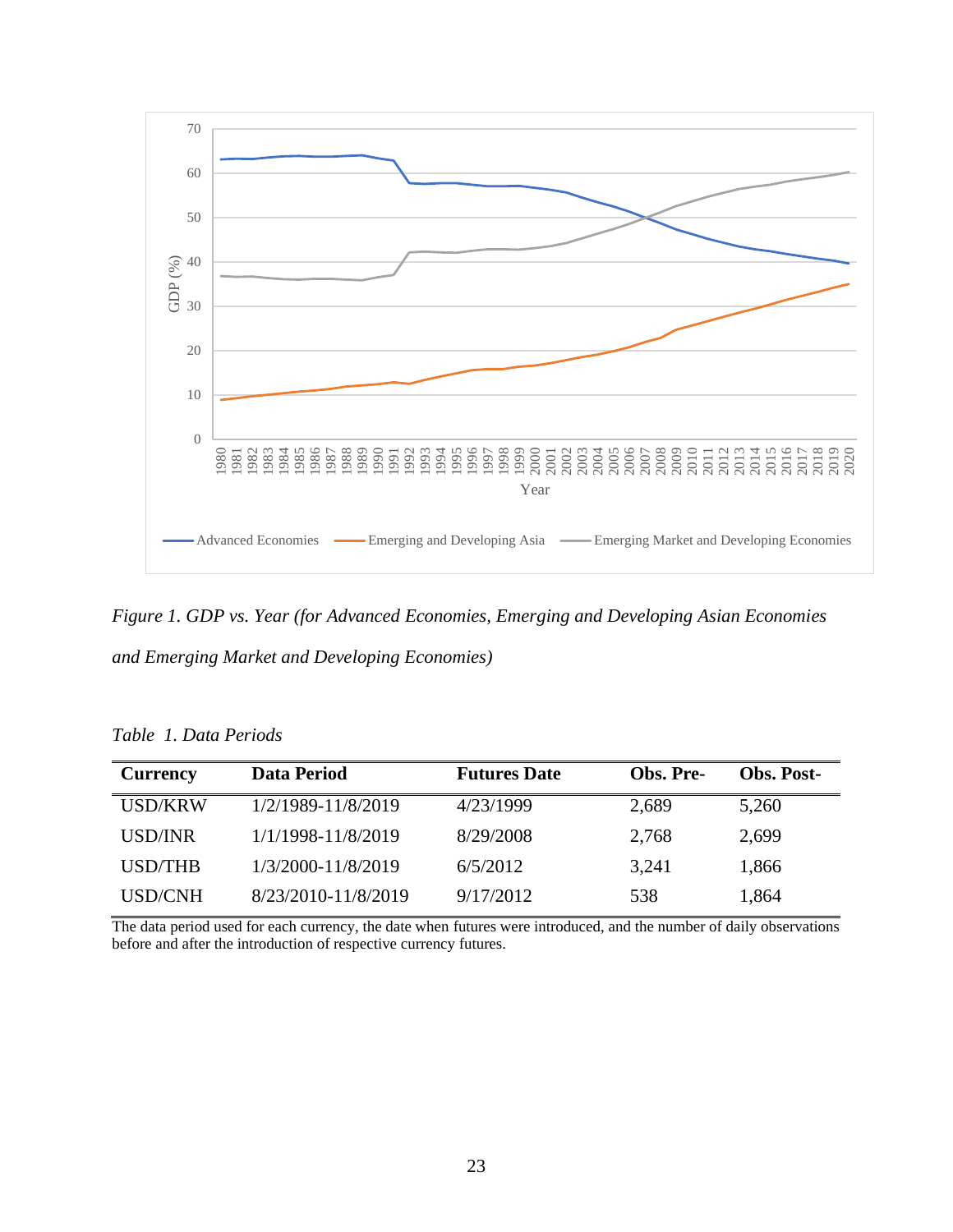*Figure 1. GDP vs. Year (for Advanced Economies, Emerging and Developing Asian Economies and Emerging Market and Developing Economies)*

*Table 1. Data Periods*

| Currency | Data Period | Futures Date | Obs. Pre- | Obs. Post- |
|---|---|---|---|---|
| USD/KRW | 1/2/1989-11/8/2019 | 4/23/1999 | 2,689 | 5,260 |
| USD/INR | 1/1/1998-11/8/2019 | 8/29/2008 | 2,768 | 2,699 |
| USD/THB | 1/3/2000-11/8/2019 | 6/5/2012 | 3,241 | 1,866 |
| USD/CNH | 8/23/2010-11/8/2019 | 9/17/2012 | 538 | 1,864 |

The data period used for each currency, the date when futures were introduced, and the number of daily observations before and after the introduction of respective currency futures.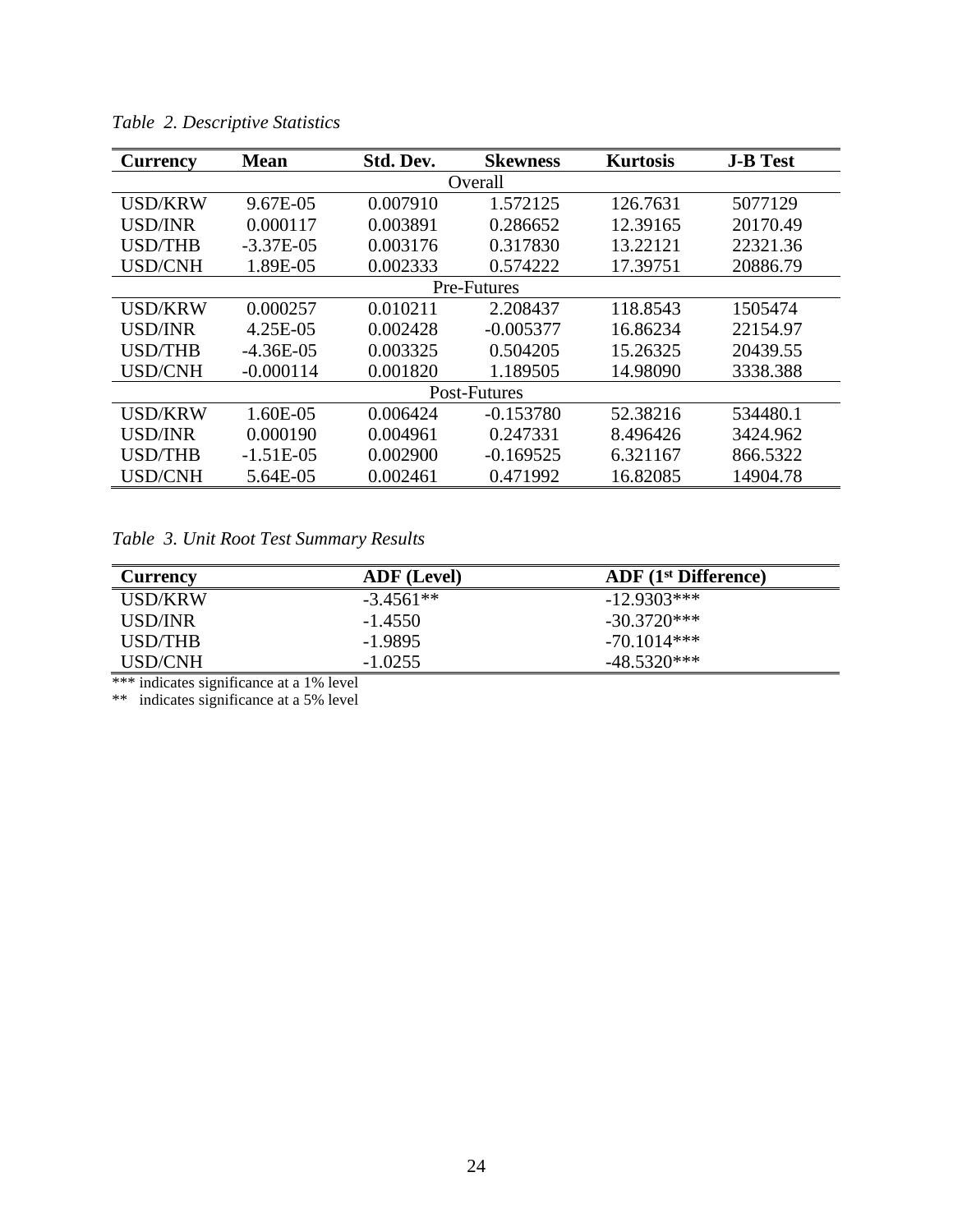*Table 2. Descriptive Statistics*

| Currency | Mean | Std. Dev. | Skewness | Kurtosis | J-B Test |
|---|---|---|---|---|---|
| | | | Overall | | |
| USD/KRW | 9.67E-05 | 0.007910 | 1.572125 | 126.7631 | 5077129 |
| USD/INR | 0.000117 | 0.003891 | 0.286652 | 12.39165 | 20170.49 |
| USD/THB | -3.37E-05 | 0.003176 | 0.317830 | 13.22121 | 22321.36 |
| USD/CNH | 1.89E-05 | 0.002333 | 0.574222 | 17.39751 | 20886.79 |
| | | | Pre-Futures | | |
| USD/KRW | 0.000257 | 0.010211 | 2.208437 | 118.8543 | 1505474 |
| USD/INR | 4.25E-05 | 0.002428 | -0.005377 | 16.86234 | 22154.97 |
| USD/THB | -4.36E-05 | 0.003325 | 0.504205 | 15.26325 | 20439.55 |
| USD/CNH | -0.000114 | 0.001820 | 1.189505 | 14.98090 | 3338.388 |
| | | | Post-Futures | | |
| USD/KRW | 1.60E-05 | 0.006424 | -0.153780 | 52.38216 | 534480.1 |
| USD/INR | 0.000190 | 0.004961 | 0.247331 | 8.496426 | 3424.962 |
| USD/THB | -1.51E-05 | 0.002900 | -0.169525 | 6.321167 | 866.5322 |
| USD/CNH | 5.64E-05 | 0.002461 | 0.471992 | 16.82085 | 14904.78 |

*Table 3. Unit Root Test Summary Results*

| Currency | ADF (Level) | ADF (1st Difference) |
|---|---|---|
| USD/KRW | -3.4561** | -12.9303*** |
| USD/INR | -1.4550 | -30.3720*** |
| USD/THB | -1.9895 | -70.1014*** |
| USD/CNH | -1.0255 | -48.5320*** |

*** indicates significance at a 1% level

** indicates significance at a 5% level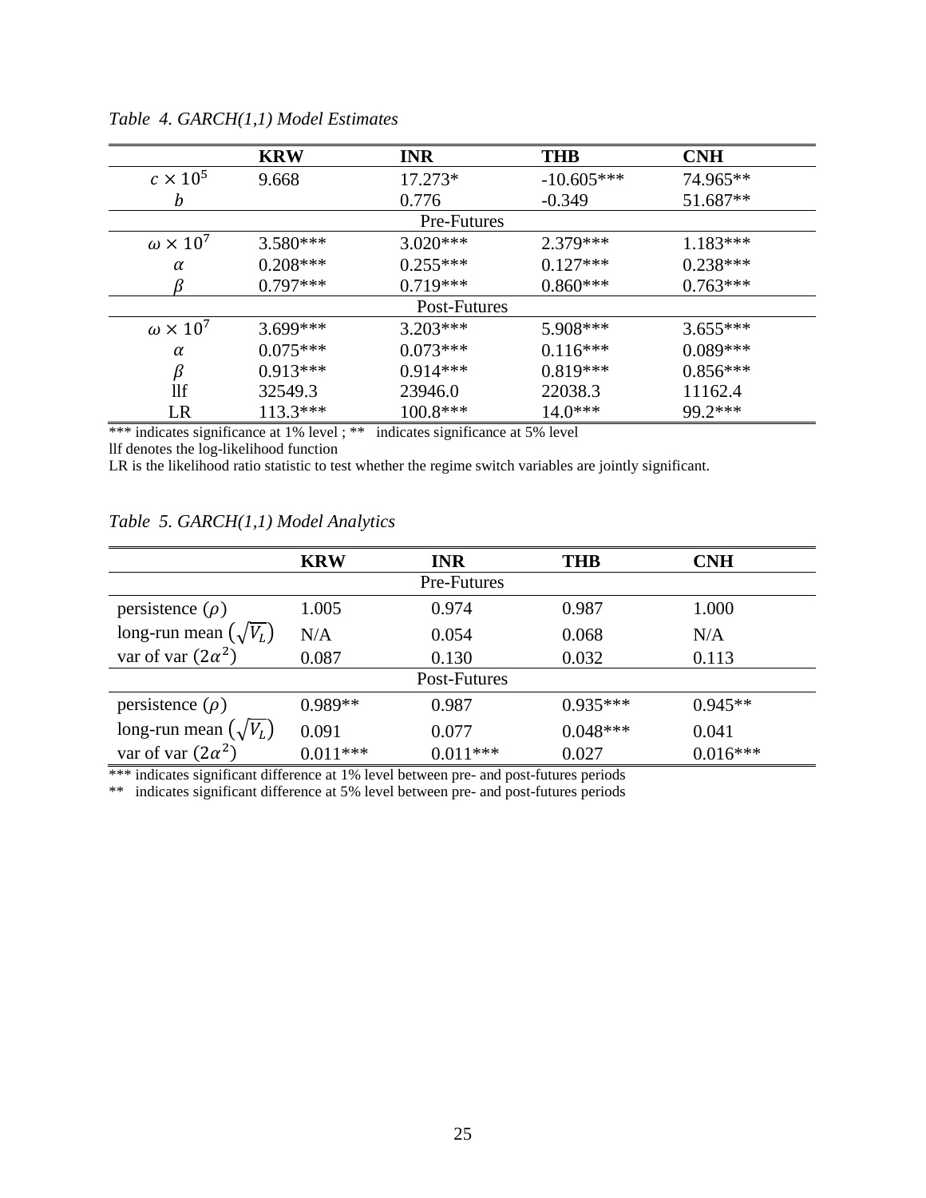*Table 4. GARCH(1,1) Model Estimates*

| | KRW | INR | THB | CNH |
|---|---|---|---|---|
| $c \times 10^5$ | 9.668 | 17.273* | -10.605*** | 74.965** |
| $b$ | | 0.776 | -0.349 | 51.687** |
| | | Pre-Futures | | |
| $\omega \times 10^7$ | 3.580*** | 3.020*** | 2.379*** | 1.183*** |
| $\alpha$ | 0.208*** | 0.255*** | 0.127*** | 0.238*** |
| $\beta$ | 0.797*** | 0.719*** | 0.860*** | 0.763*** |
| | | Post-Futures | | |
| $\omega \times 10^7$ | 3.699*** | 3.203*** | 5.908*** | 3.655*** |
| $\alpha$ | 0.075*** | 0.073*** | 0.116*** | 0.089*** |
| $\beta$ | 0.913*** | 0.914*** | 0.819*** | 0.856*** |
| llf | 32549.3 | 23946.0 | 22038.3 | 11162.4 |
| LR | 113.3*** | 100.8*** | 14.0*** | 99.2*** |

*** indicates significance at 1% level ; ** indicates significance at 5% level

llf denotes the log-likelihood function

LR is the likelihood ratio statistic to test whether the regime switch variables are jointly significant.

*Table 5. GARCH(1,1) Model Analytics*

| | KRW | INR | THB | CNH |
|---|---|---|---|---|
| | | Pre-Futures | | |
| persistence $(\rho)$ | 1.005 | 0.974 | 0.987 | 1.000 |
| long-run mean $\left(\sqrt{V_L}\right)$ | N/A | 0.054 | 0.068 | N/A |
| var of var $(2\alpha^2)$ | 0.087 | 0.130 | 0.032 | 0.113 |
| | | Post-Futures | | |
| persistence $(\rho)$ | 0.989** | 0.987 | 0.935*** | 0.945** |
| long-run mean $\left(\sqrt{V_L}\right)$ | 0.091 | 0.077 | 0.048*** | 0.041 |
| var of var $(2\alpha^2)$ | 0.011*** | 0.011*** | 0.027 | 0.016*** |

*** indicates significant difference at 1% level between pre- and post-futures periods

** indicates significant difference at 5% level between pre- and post-futures periods